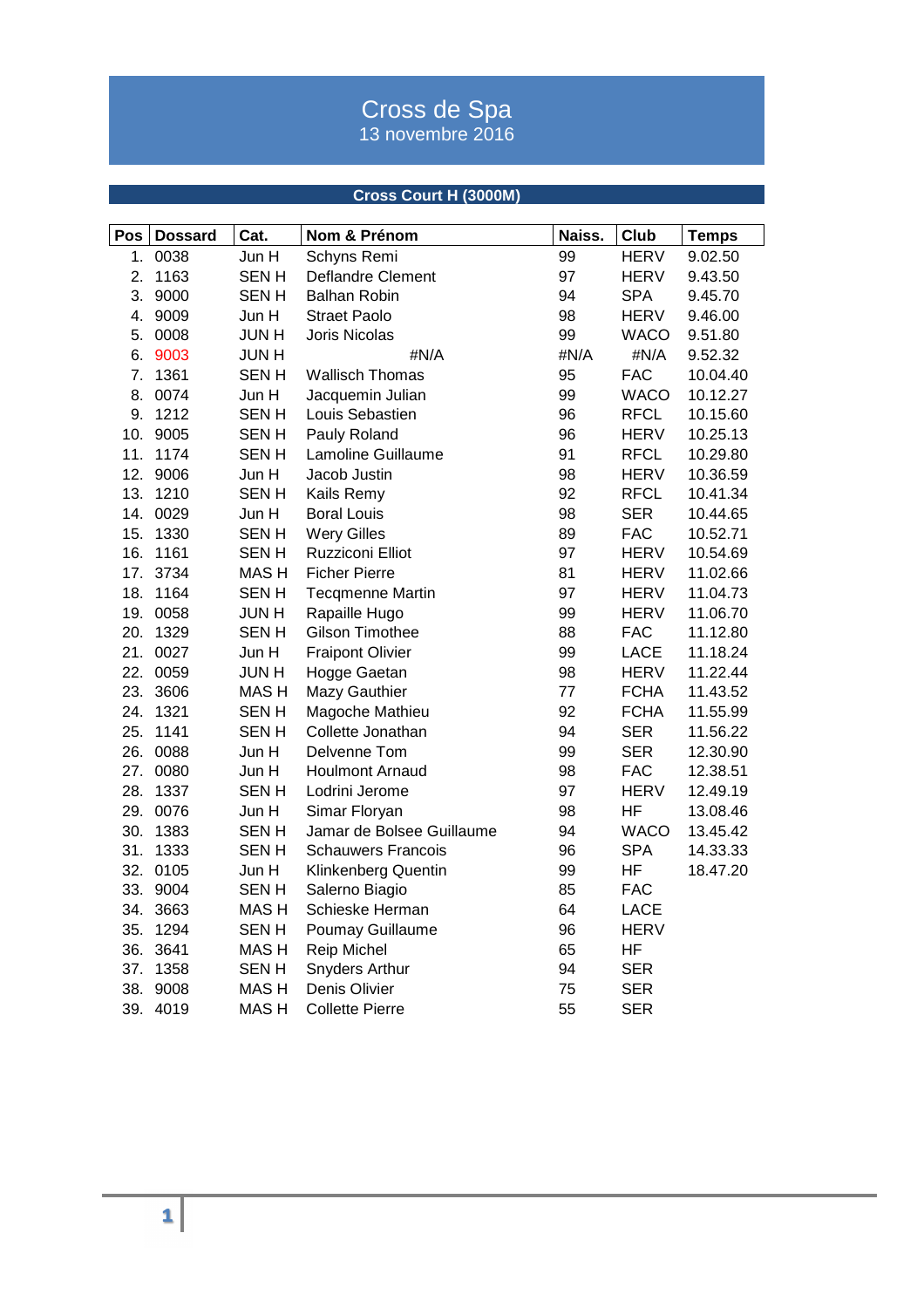# Cross de Spa

13 novembre 2016

## Cross Court H (3000M)

| Pos | Dossard | Cat. | Nom & Prénom | Naiss. | Club | Temps |
|---|---|---|---|---|---|---|
| 1. | 0038 | Jun H | Schyns Remi | 99 | HERV | 9.02.50 |
| 2. | 1163 | SEN H | Deflandre Clement | 97 | HERV | 9.43.50 |
| 3. | 9000 | SEN H | Balhan Robin | 94 | SPA | 9.45.70 |
| 4. | 9009 | Jun H | Straet Paolo | 98 | HERV | 9.46.00 |
| 5. | 0008 | JUN H | Joris Nicolas | 99 | WACO | 9.51.80 |
| 6. | 9003 | JUN H | #N/A | #N/A | #N/A | 9.52.32 |
| 7. | 1361 | SEN H | Wallisch Thomas | 95 | FAC | 10.04.40 |
| 8. | 0074 | Jun H | Jacquemin Julian | 99 | WACO | 10.12.27 |
| 9. | 1212 | SEN H | Louis Sebastien | 96 | RFCL | 10.15.60 |
| 10. | 9005 | SEN H | Pauly Roland | 96 | HERV | 10.25.13 |
| 11. | 1174 | SEN H | Lamoline Guillaume | 91 | RFCL | 10.29.80 |
| 12. | 9006 | Jun H | Jacob Justin | 98 | HERV | 10.36.59 |
| 13. | 1210 | SEN H | Kails Remy | 92 | RFCL | 10.41.34 |
| 14. | 0029 | Jun H | Boral Louis | 98 | SER | 10.44.65 |
| 15. | 1330 | SEN H | Wery Gilles | 89 | FAC | 10.52.71 |
| 16. | 1161 | SEN H | Ruzziconi Elliot | 97 | HERV | 10.54.69 |
| 17. | 3734 | MAS H | Ficher Pierre | 81 | HERV | 11.02.66 |
| 18. | 1164 | SEN H | Tecqmenne Martin | 97 | HERV | 11.04.73 |
| 19. | 0058 | JUN H | Rapaille Hugo | 99 | HERV | 11.06.70 |
| 20. | 1329 | SEN H | Gilson Timothee | 88 | FAC | 11.12.80 |
| 21. | 0027 | Jun H | Fraipont Olivier | 99 | LACE | 11.18.24 |
| 22. | 0059 | JUN H | Hogge Gaetan | 98 | HERV | 11.22.44 |
| 23. | 3606 | MAS H | Mazy Gauthier | 77 | FCHA | 11.43.52 |
| 24. | 1321 | SEN H | Magoche Mathieu | 92 | FCHA | 11.55.99 |
| 25. | 1141 | SEN H | Collette Jonathan | 94 | SER | 11.56.22 |
| 26. | 0088 | Jun H | Delvenne Tom | 99 | SER | 12.30.90 |
| 27. | 0080 | Jun H | Houlmont Arnaud | 98 | FAC | 12.38.51 |
| 28. | 1337 | SEN H | Lodrini Jerome | 97 | HERV | 12.49.19 |
| 29. | 0076 | Jun H | Simar Floryan | 98 | HF | 13.08.46 |
| 30. | 1383 | SEN H | Jamar de Bolsee Guillaume | 94 | WACO | 13.45.42 |
| 31. | 1333 | SEN H | Schauwers Francois | 96 | SPA | 14.33.33 |
| 32. | 0105 | Jun H | Klinkenberg Quentin | 99 | HF | 18.47.20 |
| 33. | 9004 | SEN H | Salerno Biagio | 85 | FAC | |
| 34. | 3663 | MAS H | Schieske Herman | 64 | LACE | |
| 35. | 1294 | SEN H | Poumay Guillaume | 96 | HERV | |
| 36. | 3641 | MAS H | Reip Michel | 65 | HF | |
| 37. | 1358 | SEN H | Snyders Arthur | 94 | SER | |
| 38. | 9008 | MAS H | Denis Olivier | 75 | SER | |
| 39. | 4019 | MAS H | Collette Pierre | 55 | SER | |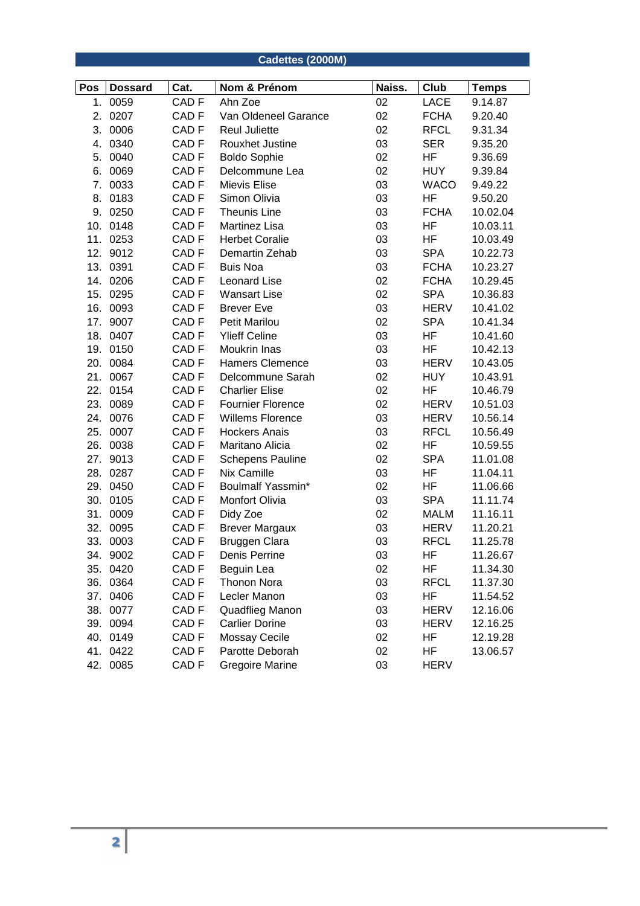## Cadettes (2000M)

| Pos | Dossard | Cat. | Nom & Prénom | Naiss. | Club | Temps |
|---|---|---|---|---|---|---|
| 1. | 0059 | CAD F | Ahn Zoe | 02 | LACE | 9.14.87 |
| 2. | 0207 | CAD F | Van Oldeneel Garance | 02 | FCHA | 9.20.40 |
| 3. | 0006 | CAD F | Reul Juliette | 02 | RFCL | 9.31.34 |
| 4. | 0340 | CAD F | Rouxhet Justine | 03 | SER | 9.35.20 |
| 5. | 0040 | CAD F | Boldo Sophie | 02 | HF | 9.36.69 |
| 6. | 0069 | CAD F | Delcommune Lea | 02 | HUY | 9.39.84 |
| 7. | 0033 | CAD F | Mievis Elise | 03 | WACO | 9.49.22 |
| 8. | 0183 | CAD F | Simon Olivia | 03 | HF | 9.50.20 |
| 9. | 0250 | CAD F | Theunis Line | 03 | FCHA | 10.02.04 |
| 10. | 0148 | CAD F | Martinez Lisa | 03 | HF | 10.03.11 |
| 11. | 0253 | CAD F | Herbet Coralie | 03 | HF | 10.03.49 |
| 12. | 9012 | CAD F | Demartin Zehab | 03 | SPA | 10.22.73 |
| 13. | 0391 | CAD F | Buis Noa | 03 | FCHA | 10.23.27 |
| 14. | 0206 | CAD F | Leonard Lise | 02 | FCHA | 10.29.45 |
| 15. | 0295 | CAD F | Wansart Lise | 02 | SPA | 10.36.83 |
| 16. | 0093 | CAD F | Brever Eve | 03 | HERV | 10.41.02 |
| 17. | 9007 | CAD F | Petit Marilou | 02 | SPA | 10.41.34 |
| 18. | 0407 | CAD F | Ylieff Celine | 03 | HF | 10.41.60 |
| 19. | 0150 | CAD F | Moukrin Inas | 03 | HF | 10.42.13 |
| 20. | 0084 | CAD F | Hamers Clemence | 03 | HERV | 10.43.05 |
| 21. | 0067 | CAD F | Delcommune Sarah | 02 | HUY | 10.43.91 |
| 22. | 0154 | CAD F | Charlier Elise | 02 | HF | 10.46.79 |
| 23. | 0089 | CAD F | Fournier Florence | 02 | HERV | 10.51.03 |
| 24. | 0076 | CAD F | Willems Florence | 03 | HERV | 10.56.14 |
| 25. | 0007 | CAD F | Hockers Anais | 03 | RFCL | 10.56.49 |
| 26. | 0038 | CAD F | Maritano Alicia | 02 | HF | 10.59.55 |
| 27. | 9013 | CAD F | Schepens Pauline | 02 | SPA | 11.01.08 |
| 28. | 0287 | CAD F | Nix Camille | 03 | HF | 11.04.11 |
| 29. | 0450 | CAD F | Boulmalf Yassmin* | 02 | HF | 11.06.66 |
| 30. | 0105 | CAD F | Monfort Olivia | 03 | SPA | 11.11.74 |
| 31. | 0009 | CAD F | Didy Zoe | 02 | MALM | 11.16.11 |
| 32. | 0095 | CAD F | Brever Margaux | 03 | HERV | 11.20.21 |
| 33. | 0003 | CAD F | Bruggen Clara | 03 | RFCL | 11.25.78 |
| 34. | 9002 | CAD F | Denis Perrine | 03 | HF | 11.26.67 |
| 35. | 0420 | CAD F | Beguin Lea | 02 | HF | 11.34.30 |
| 36. | 0364 | CAD F | Thonon Nora | 03 | RFCL | 11.37.30 |
| 37. | 0406 | CAD F | Lecler Manon | 03 | HF | 11.54.52 |
| 38. | 0077 | CAD F | Quadflieg Manon | 03 | HERV | 12.16.06 |
| 39. | 0094 | CAD F | Carlier Dorine | 03 | HERV | 12.16.25 |
| 40. | 0149 | CAD F | Mossay Cecile | 02 | HF | 12.19.28 |
| 41. | 0422 | CAD F | Parotte Deborah | 02 | HF | 13.06.57 |
| 42. | 0085 | CAD F | Gregoire Marine | 03 | HERV | |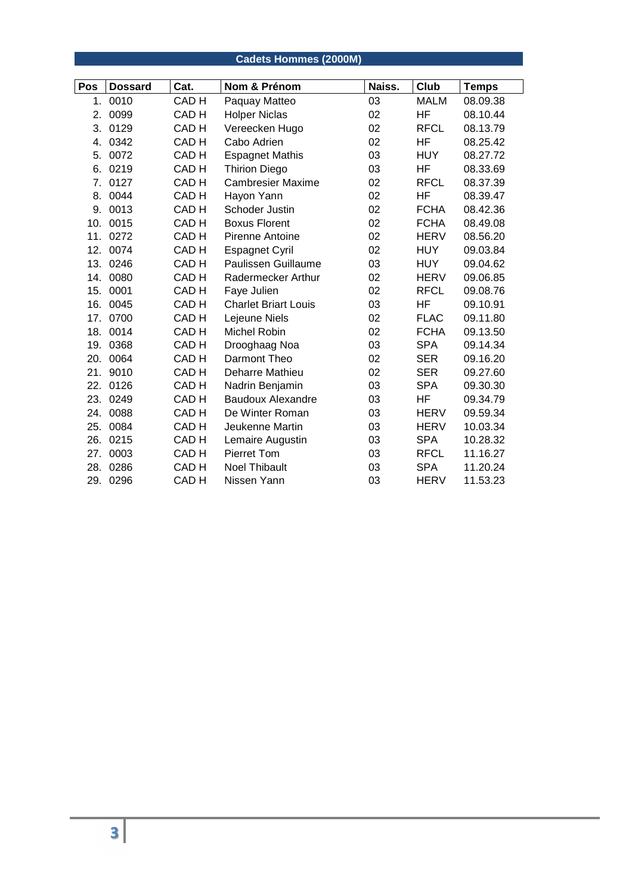## Cadets Hommes (2000M)

| Pos | Dossard | Cat. | Nom & Prénom | Naiss. | Club | Temps |
|---|---|---|---|---|---|---|
| 1. | 0010 | CAD H | Paquay Matteo | 03 | MALM | 08.09.38 |
| 2. | 0099 | CAD H | Holper Niclas | 02 | HF | 08.10.44 |
| 3. | 0129 | CAD H | Vereecken Hugo | 02 | RFCL | 08.13.79 |
| 4. | 0342 | CAD H | Cabo Adrien | 02 | HF | 08.25.42 |
| 5. | 0072 | CAD H | Espagnet Mathis | 03 | HUY | 08.27.72 |
| 6. | 0219 | CAD H | Thirion Diego | 03 | HF | 08.33.69 |
| 7. | 0127 | CAD H | Cambresier Maxime | 02 | RFCL | 08.37.39 |
| 8. | 0044 | CAD H | Hayon Yann | 02 | HF | 08.39.47 |
| 9. | 0013 | CAD H | Schoder Justin | 02 | FCHA | 08.42.36 |
| 10. | 0015 | CAD H | Boxus Florent | 02 | FCHA | 08.49.08 |
| 11. | 0272 | CAD H | Pirenne Antoine | 02 | HERV | 08.56.20 |
| 12. | 0074 | CAD H | Espagnet Cyril | 02 | HUY | 09.03.84 |
| 13. | 0246 | CAD H | Paulissen Guillaume | 03 | HUY | 09.04.62 |
| 14. | 0080 | CAD H | Radermecker Arthur | 02 | HERV | 09.06.85 |
| 15. | 0001 | CAD H | Faye Julien | 02 | RFCL | 09.08.76 |
| 16. | 0045 | CAD H | Charlet Briart Louis | 03 | HF | 09.10.91 |
| 17. | 0700 | CAD H | Lejeune Niels | 02 | FLAC | 09.11.80 |
| 18. | 0014 | CAD H | Michel Robin | 02 | FCHA | 09.13.50 |
| 19. | 0368 | CAD H | Drooghaag Noa | 03 | SPA | 09.14.34 |
| 20. | 0064 | CAD H | Darmont Theo | 02 | SER | 09.16.20 |
| 21. | 9010 | CAD H | Deharre Mathieu | 02 | SER | 09.27.60 |
| 22. | 0126 | CAD H | Nadrin Benjamin | 03 | SPA | 09.30.30 |
| 23. | 0249 | CAD H | Baudoux Alexandre | 03 | HF | 09.34.79 |
| 24. | 0088 | CAD H | De Winter Roman | 03 | HERV | 09.59.34 |
| 25. | 0084 | CAD H | Jeukenne Martin | 03 | HERV | 10.03.34 |
| 26. | 0215 | CAD H | Lemaire Augustin | 03 | SPA | 10.28.32 |
| 27. | 0003 | CAD H | Pierret Tom | 03 | RFCL | 11.16.27 |
| 28. | 0286 | CAD H | Noel Thibault | 03 | SPA | 11.20.24 |
| 29. | 0296 | CAD H | Nissen Yann | 03 | HERV | 11.53.23 |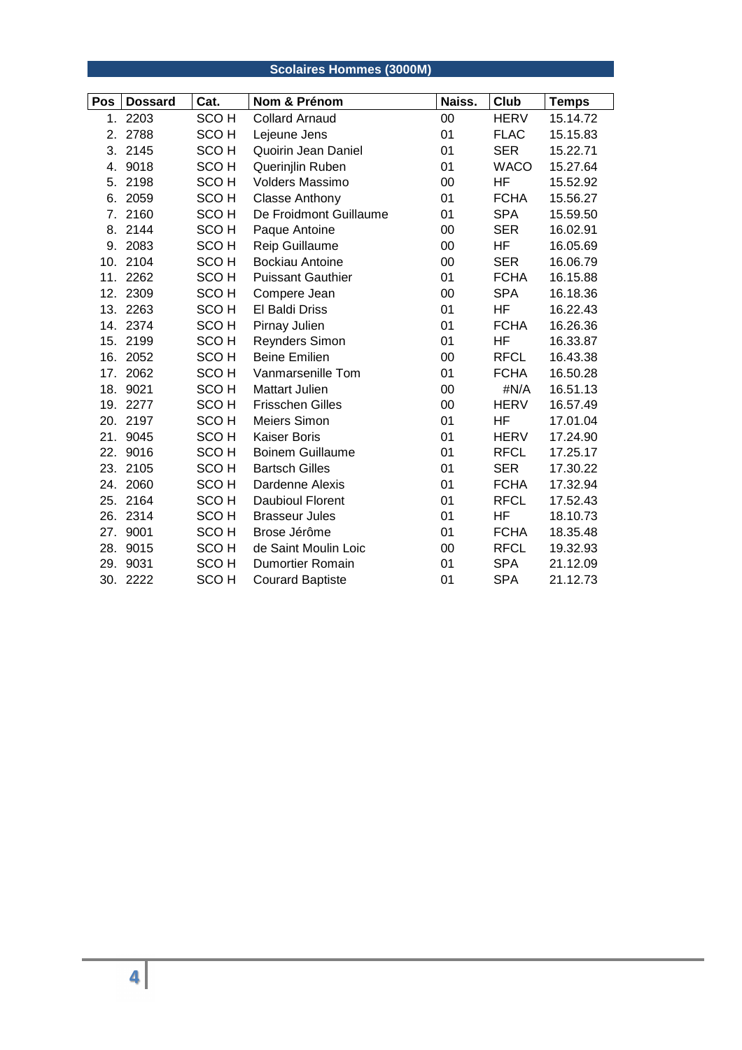## Scolaires Hommes (3000M)

| Pos | Dossard | Cat. | Nom & Prénom | Naiss. | Club | Temps |
|---|---|---|---|---|---|---|
| 1. | 2203 | SCO H | Collard Arnaud | 00 | HERV | 15.14.72 |
| 2. | 2788 | SCO H | Lejeune Jens | 01 | FLAC | 15.15.83 |
| 3. | 2145 | SCO H | Quoirin Jean Daniel | 01 | SER | 15.22.71 |
| 4. | 9018 | SCO H | Querinjlin Ruben | 01 | WACO | 15.27.64 |
| 5. | 2198 | SCO H | Volders Massimo | 00 | HF | 15.52.92 |
| 6. | 2059 | SCO H | Classe Anthony | 01 | FCHA | 15.56.27 |
| 7. | 2160 | SCO H | De Froidmont Guillaume | 01 | SPA | 15.59.50 |
| 8. | 2144 | SCO H | Paque Antoine | 00 | SER | 16.02.91 |
| 9. | 2083 | SCO H | Reip Guillaume | 00 | HF | 16.05.69 |
| 10. | 2104 | SCO H | Bockiau Antoine | 00 | SER | 16.06.79 |
| 11. | 2262 | SCO H | Puissant Gauthier | 01 | FCHA | 16.15.88 |
| 12. | 2309 | SCO H | Compere Jean | 00 | SPA | 16.18.36 |
| 13. | 2263 | SCO H | El Baldi Driss | 01 | HF | 16.22.43 |
| 14. | 2374 | SCO H | Pirnay Julien | 01 | FCHA | 16.26.36 |
| 15. | 2199 | SCO H | Reynders Simon | 01 | HF | 16.33.87 |
| 16. | 2052 | SCO H | Beine Emilien | 00 | RFCL | 16.43.38 |
| 17. | 2062 | SCO H | Vanmarsenille Tom | 01 | FCHA | 16.50.28 |
| 18. | 9021 | SCO H | Mattart Julien | 00 | #N/A | 16.51.13 |
| 19. | 2277 | SCO H | Frisschen Gilles | 00 | HERV | 16.57.49 |
| 20. | 2197 | SCO H | Meiers Simon | 01 | HF | 17.01.04 |
| 21. | 9045 | SCO H | Kaiser Boris | 01 | HERV | 17.24.90 |
| 22. | 9016 | SCO H | Boinem Guillaume | 01 | RFCL | 17.25.17 |
| 23. | 2105 | SCO H | Bartsch Gilles | 01 | SER | 17.30.22 |
| 24. | 2060 | SCO H | Dardenne Alexis | 01 | FCHA | 17.32.94 |
| 25. | 2164 | SCO H | Daubioul Florent | 01 | RFCL | 17.52.43 |
| 26. | 2314 | SCO H | Brasseur Jules | 01 | HF | 18.10.73 |
| 27. | 9001 | SCO H | Brose Jérôme | 01 | FCHA | 18.35.48 |
| 28. | 9015 | SCO H | de Saint Moulin Loic | 00 | RFCL | 19.32.93 |
| 29. | 9031 | SCO H | Dumortier Romain | 01 | SPA | 21.12.09 |
| 30. | 2222 | SCO H | Courard Baptiste | 01 | SPA | 21.12.73 |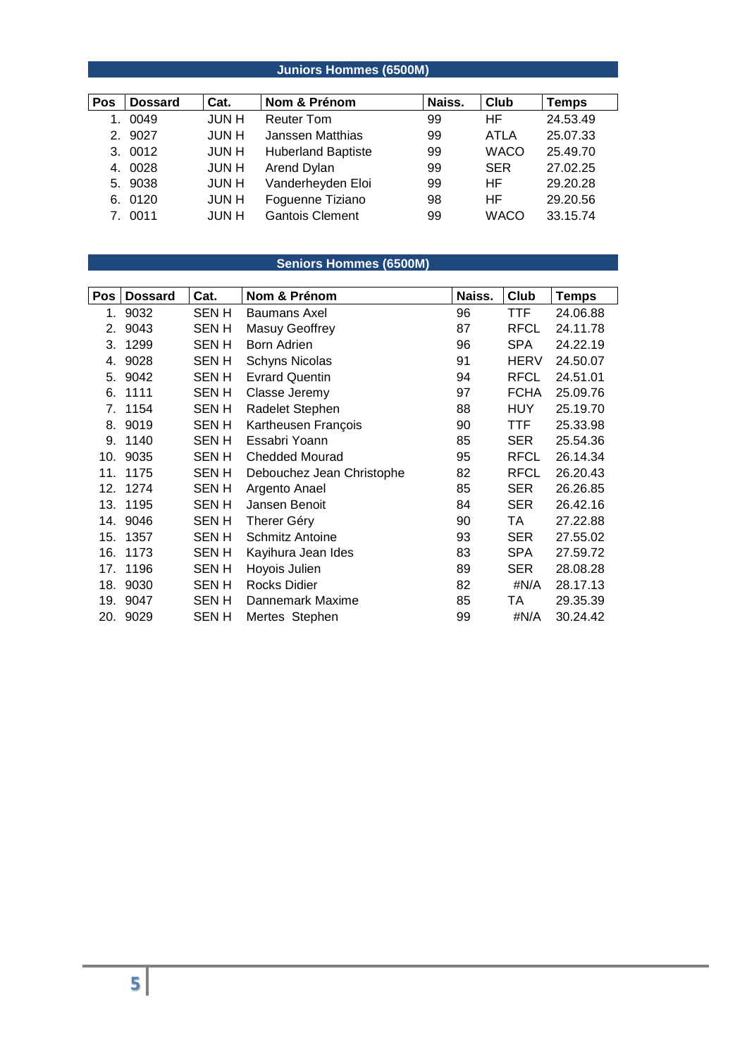## Juniors Hommes (6500M)

| Pos | Dossard | Cat. | Nom & Prénom | Naiss. | Club | Temps |
|---|---|---|---|---|---|---|
| 1. | 0049 | JUN H | Reuter Tom | 99 | HF | 24.53.49 |
| 2. | 9027 | JUN H | Janssen Matthias | 99 | ATLA | 25.07.33 |
| 3. | 0012 | JUN H | Huberland Baptiste | 99 | WACO | 25.49.70 |
| 4. | 0028 | JUN H | Arend Dylan | 99 | SER | 27.02.25 |
| 5. | 9038 | JUN H | Vanderheyden Eloi | 99 | HF | 29.20.28 |
| 6. | 0120 | JUN H | Foguenne Tiziano | 98 | HF | 29.20.56 |
| 7. | 0011 | JUN H | Gantois Clement | 99 | WACO | 33.15.74 |

## Seniors Hommes (6500M)

| Pos | Dossard | Cat. | Nom & Prénom | Naiss. | Club | Temps |
|---|---|---|---|---|---|---|
| 1. | 9032 | SEN H | Baumans Axel | 96 | TTF | 24.06.88 |
| 2. | 9043 | SEN H | Masuy Geoffrey | 87 | RFCL | 24.11.78 |
| 3. | 1299 | SEN H | Born Adrien | 96 | SPA | 24.22.19 |
| 4. | 9028 | SEN H | Schyns Nicolas | 91 | HERV | 24.50.07 |
| 5. | 9042 | SEN H | Evrard Quentin | 94 | RFCL | 24.51.01 |
| 6. | 1111 | SEN H | Classe Jeremy | 97 | FCHA | 25.09.76 |
| 7. | 1154 | SEN H | Radelet Stephen | 88 | HUY | 25.19.70 |
| 8. | 9019 | SEN H | Kartheusen François | 90 | TTF | 25.33.98 |
| 9. | 1140 | SEN H | Essabri Yoann | 85 | SER | 25.54.36 |
| 10. | 9035 | SEN H | Chedded Mourad | 95 | RFCL | 26.14.34 |
| 11. | 1175 | SEN H | Debouchez Jean Christophe | 82 | RFCL | 26.20.43 |
| 12. | 1274 | SEN H | Argento Anael | 85 | SER | 26.26.85 |
| 13. | 1195 | SEN H | Jansen Benoit | 84 | SER | 26.42.16 |
| 14. | 9046 | SEN H | Therer Géry | 90 | TA | 27.22.88 |
| 15. | 1357 | SEN H | Schmitz Antoine | 93 | SER | 27.55.02 |
| 16. | 1173 | SEN H | Kayihura Jean Ides | 83 | SPA | 27.59.72 |
| 17. | 1196 | SEN H | Hoyois Julien | 89 | SER | 28.08.28 |
| 18. | 9030 | SEN H | Rocks Didier | 82 | #N/A | 28.17.13 |
| 19. | 9047 | SEN H | Dannemark Maxime | 85 | TA | 29.35.39 |
| 20. | 9029 | SEN H | Mertes Stephen | 99 | #N/A | 30.24.42 |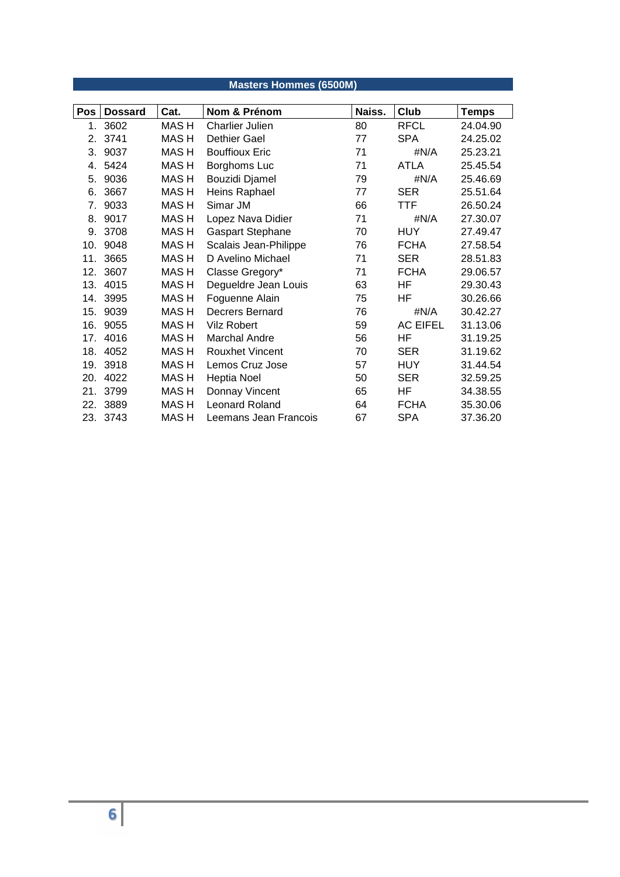## Masters Hommes (6500M)

| Pos | Dossard | Cat. | Nom & Prénom | Naiss. | Club | Temps |
|---|---|---|---|---|---|---|
| 1. | 3602 | MAS H | Charlier Julien | 80 | RFCL | 24.04.90 |
| 2. | 3741 | MAS H | Dethier Gael | 77 | SPA | 24.25.02 |
| 3. | 9037 | MAS H | Bouffioux Eric | 71 | #N/A | 25.23.21 |
| 4. | 5424 | MAS H | Borghoms Luc | 71 | ATLA | 25.45.54 |
| 5. | 9036 | MAS H | Bouzidi Djamel | 79 | #N/A | 25.46.69 |
| 6. | 3667 | MAS H | Heins Raphael | 77 | SER | 25.51.64 |
| 7. | 9033 | MAS H | Simar JM | 66 | TTF | 26.50.24 |
| 8. | 9017 | MAS H | Lopez Nava Didier | 71 | #N/A | 27.30.07 |
| 9. | 3708 | MAS H | Gaspart Stephane | 70 | HUY | 27.49.47 |
| 10. | 9048 | MAS H | Scalais Jean-Philippe | 76 | FCHA | 27.58.54 |
| 11. | 3665 | MAS H | D Avelino Michael | 71 | SER | 28.51.83 |
| 12. | 3607 | MAS H | Classe Gregory* | 71 | FCHA | 29.06.57 |
| 13. | 4015 | MAS H | Degueldre Jean Louis | 63 | HF | 29.30.43 |
| 14. | 3995 | MAS H | Foguenne Alain | 75 | HF | 30.26.66 |
| 15. | 9039 | MAS H | Decrers Bernard | 76 | #N/A | 30.42.27 |
| 16. | 9055 | MAS H | Vilz Robert | 59 | AC EIFEL | 31.13.06 |
| 17. | 4016 | MAS H | Marchal Andre | 56 | HF | 31.19.25 |
| 18. | 4052 | MAS H | Rouxhet Vincent | 70 | SER | 31.19.62 |
| 19. | 3918 | MAS H | Lemos Cruz Jose | 57 | HUY | 31.44.54 |
| 20. | 4022 | MAS H | Heptia Noel | 50 | SER | 32.59.25 |
| 21. | 3799 | MAS H | Donnay Vincent | 65 | HF | 34.38.55 |
| 22. | 3889 | MAS H | Leonard Roland | 64 | FCHA | 35.30.06 |
| 23. | 3743 | MAS H | Leemans Jean Francois | 67 | SPA | 37.36.20 |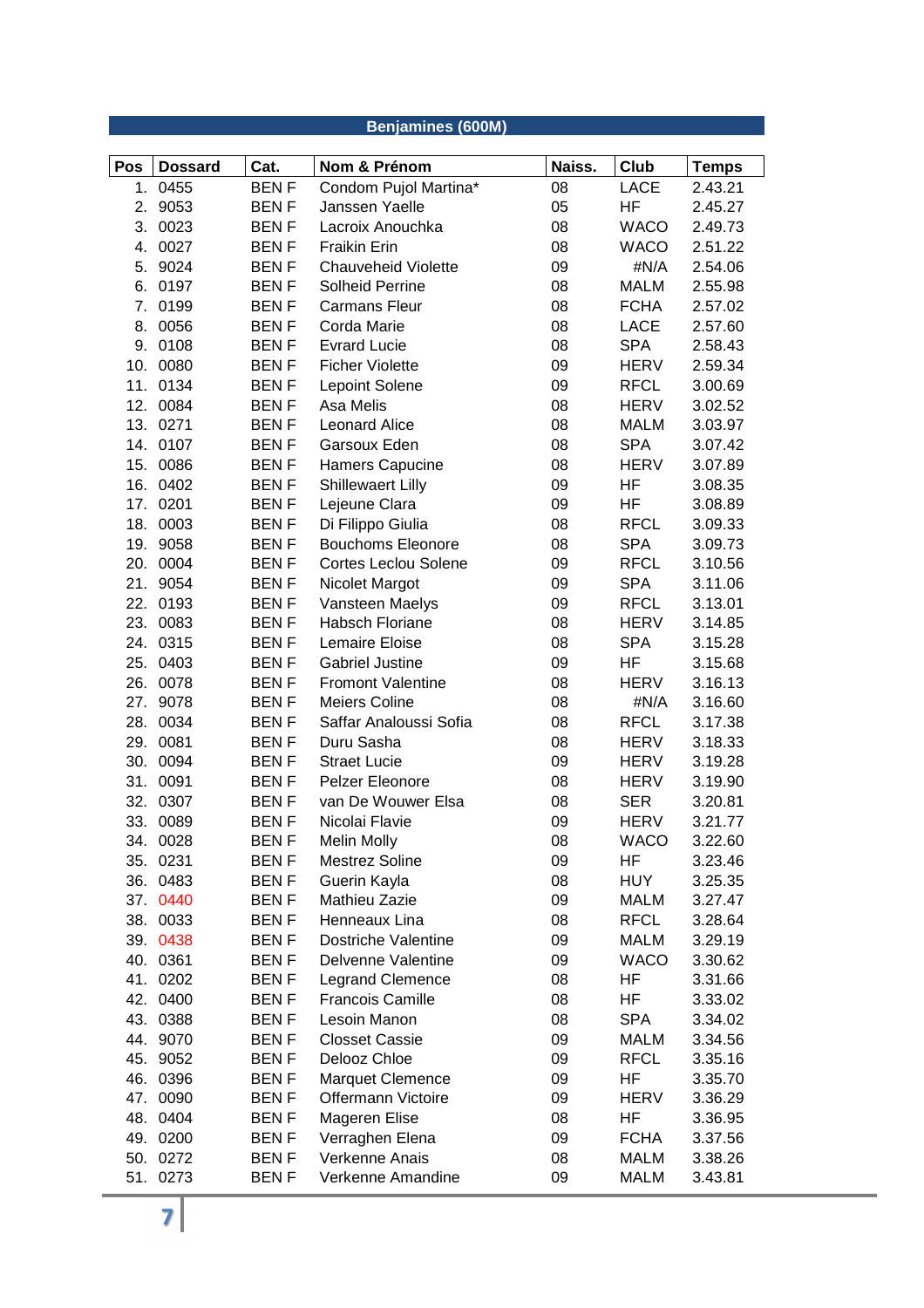## Benjamines (600M)

| Pos | Dossard | Cat. | Nom & Prénom | Naiss. | Club | Temps |
|---|---|---|---|---|---|---|
| 1. | 0455 | BEN F | Condom Pujol Martina* | 08 | LACE | 2.43.21 |
| 2. | 9053 | BEN F | Janssen Yaelle | 05 | HF | 2.45.27 |
| 3. | 0023 | BEN F | Lacroix Anouchka | 08 | WACO | 2.49.73 |
| 4. | 0027 | BEN F | Fraikin Erin | 08 | WACO | 2.51.22 |
| 5. | 9024 | BEN F | Chauveheid Violette | 09 | #N/A | 2.54.06 |
| 6. | 0197 | BEN F | Solheid Perrine | 08 | MALM | 2.55.98 |
| 7. | 0199 | BEN F | Carmans Fleur | 08 | FCHA | 2.57.02 |
| 8. | 0056 | BEN F | Corda Marie | 08 | LACE | 2.57.60 |
| 9. | 0108 | BEN F | Evrard Lucie | 08 | SPA | 2.58.43 |
| 10. | 0080 | BEN F | Ficher Violette | 09 | HERV | 2.59.34 |
| 11. | 0134 | BEN F | Lepoint Solene | 09 | RFCL | 3.00.69 |
| 12. | 0084 | BEN F | Asa Melis | 08 | HERV | 3.02.52 |
| 13. | 0271 | BEN F | Leonard Alice | 08 | MALM | 3.03.97 |
| 14. | 0107 | BEN F | Garsoux Eden | 08 | SPA | 3.07.42 |
| 15. | 0086 | BEN F | Hamers Capucine | 08 | HERV | 3.07.89 |
| 16. | 0402 | BEN F | Shillewaert Lilly | 09 | HF | 3.08.35 |
| 17. | 0201 | BEN F | Lejeune Clara | 09 | HF | 3.08.89 |
| 18. | 0003 | BEN F | Di Filippo Giulia | 08 | RFCL | 3.09.33 |
| 19. | 9058 | BEN F | Bouchoms Eleonore | 08 | SPA | 3.09.73 |
| 20. | 0004 | BEN F | Cortes Leclou Solene | 09 | RFCL | 3.10.56 |
| 21. | 9054 | BEN F | Nicolet Margot | 09 | SPA | 3.11.06 |
| 22. | 0193 | BEN F | Vansteen Maelys | 09 | RFCL | 3.13.01 |
| 23. | 0083 | BEN F | Habsch Floriane | 08 | HERV | 3.14.85 |
| 24. | 0315 | BEN F | Lemaire Eloise | 08 | SPA | 3.15.28 |
| 25. | 0403 | BEN F | Gabriel Justine | 09 | HF | 3.15.68 |
| 26. | 0078 | BEN F | Fromont Valentine | 08 | HERV | 3.16.13 |
| 27. | 9078 | BEN F | Meiers Coline | 08 | #N/A | 3.16.60 |
| 28. | 0034 | BEN F | Saffar Analoussi Sofia | 08 | RFCL | 3.17.38 |
| 29. | 0081 | BEN F | Duru Sasha | 08 | HERV | 3.18.33 |
| 30. | 0094 | BEN F | Straet Lucie | 09 | HERV | 3.19.28 |
| 31. | 0091 | BEN F | Pelzer Eleonore | 08 | HERV | 3.19.90 |
| 32. | 0307 | BEN F | van De Wouwer Elsa | 08 | SER | 3.20.81 |
| 33. | 0089 | BEN F | Nicolai Flavie | 09 | HERV | 3.21.77 |
| 34. | 0028 | BEN F | Melin Molly | 08 | WACO | 3.22.60 |
| 35. | 0231 | BEN F | Mestrez Soline | 09 | HF | 3.23.46 |
| 36. | 0483 | BEN F | Guerin Kayla | 08 | HUY | 3.25.35 |
| 37. | 0440 | BEN F | Mathieu Zazie | 09 | MALM | 3.27.47 |
| 38. | 0033 | BEN F | Henneaux Lina | 08 | RFCL | 3.28.64 |
| 39. | 0438 | BEN F | Dostriche Valentine | 09 | MALM | 3.29.19 |
| 40. | 0361 | BEN F | Delvenne Valentine | 09 | WACO | 3.30.62 |
| 41. | 0202 | BEN F | Legrand Clemence | 08 | HF | 3.31.66 |
| 42. | 0400 | BEN F | Francois Camille | 08 | HF | 3.33.02 |
| 43. | 0388 | BEN F | Lesoin Manon | 08 | SPA | 3.34.02 |
| 44. | 9070 | BEN F | Closset Cassie | 09 | MALM | 3.34.56 |
| 45. | 9052 | BEN F | Delooz Chloe | 09 | RFCL | 3.35.16 |
| 46. | 0396 | BEN F | Marquet Clemence | 09 | HF | 3.35.70 |
| 47. | 0090 | BEN F | Offermann Victoire | 09 | HERV | 3.36.29 |
| 48. | 0404 | BEN F | Mageren Elise | 08 | HF | 3.36.95 |
| 49. | 0200 | BEN F | Verraghen Elena | 09 | FCHA | 3.37.56 |
| 50. | 0272 | BEN F | Verkenne Anais | 08 | MALM | 3.38.26 |
| 51. | 0273 | BEN F | Verkenne Amandine | 09 | MALM | 3.43.81 |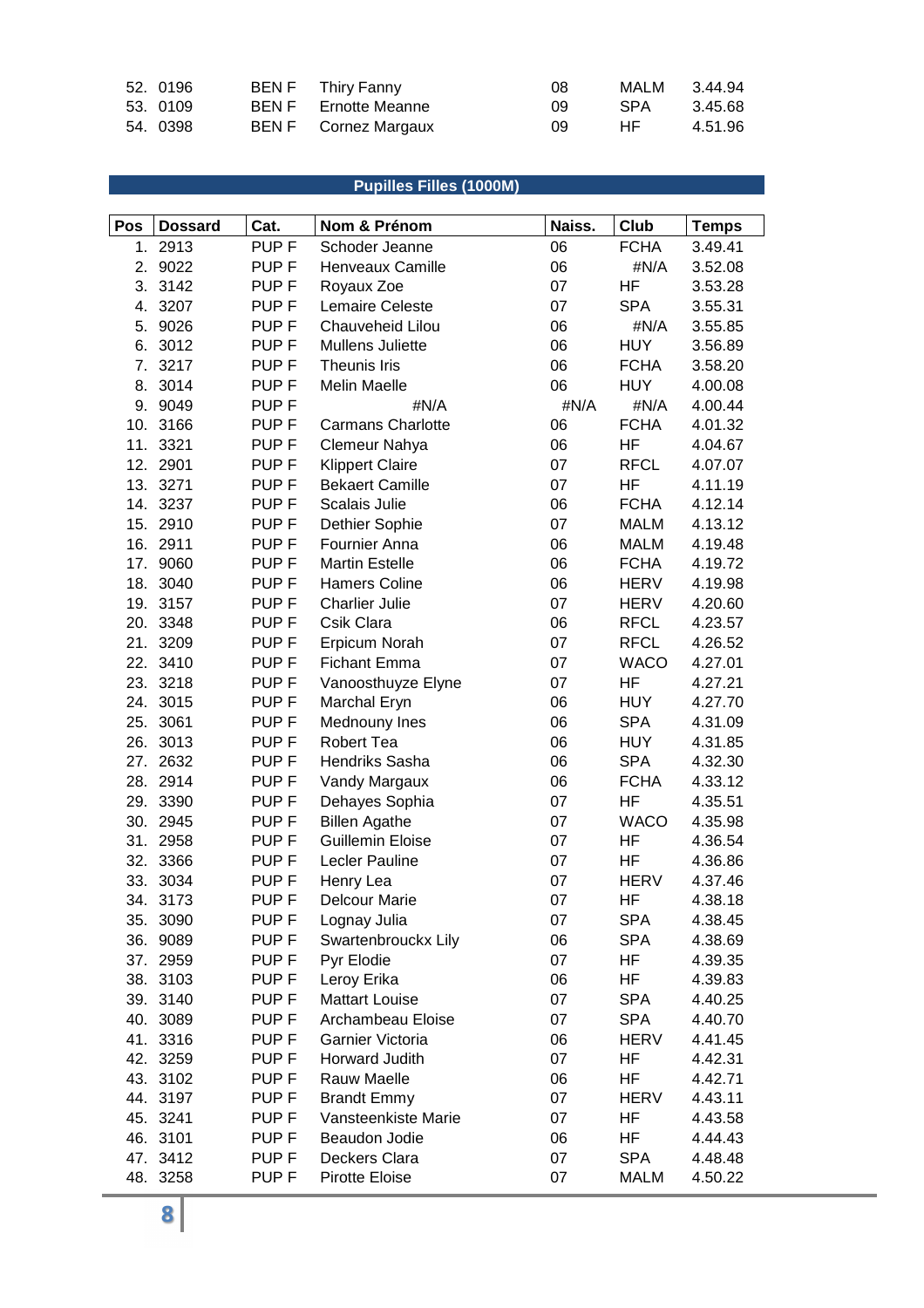| Pos | Dossard | Cat. | Nom & Prénom | Naiss. | Club | Temps |
|---|---|---|---|---|---|---|
| 52. | 0196 | BEN F | Thiry Fanny | 08 | MALM | 3.44.94 |
| 53. | 0109 | BEN F | Ernotte Meanne | 09 | SPA | 3.45.68 |
| 54. | 0398 | BEN F | Cornez Margaux | 09 | HF | 4.51.96 |

## Pupilles Filles (1000M)

| Pos | Dossard | Cat. | Nom & Prénom | Naiss. | Club | Temps |
|---|---|---|---|---|---|---|
| 1. | 2913 | PUP F | Schoder Jeanne | 06 | FCHA | 3.49.41 |
| 2. | 9022 | PUP F | Henveaux Camille | 06 | #N/A | 3.52.08 |
| 3. | 3142 | PUP F | Royaux Zoe | 07 | HF | 3.53.28 |
| 4. | 3207 | PUP F | Lemaire Celeste | 07 | SPA | 3.55.31 |
| 5. | 9026 | PUP F | Chauveheid Lilou | 06 | #N/A | 3.55.85 |
| 6. | 3012 | PUP F | Mullens Juliette | 06 | HUY | 3.56.89 |
| 7. | 3217 | PUP F | Theunis Iris | 06 | FCHA | 3.58.20 |
| 8. | 3014 | PUP F | Melin Maelle | 06 | HUY | 4.00.08 |
| 9. | 9049 | PUP F | #N/A | #N/A | #N/A | 4.00.44 |
| 10. | 3166 | PUP F | Carmans Charlotte | 06 | FCHA | 4.01.32 |
| 11. | 3321 | PUP F | Clemeur Nahya | 06 | HF | 4.04.67 |
| 12. | 2901 | PUP F | Klippert Claire | 07 | RFCL | 4.07.07 |
| 13. | 3271 | PUP F | Bekaert Camille | 07 | HF | 4.11.19 |
| 14. | 3237 | PUP F | Scalais Julie | 06 | FCHA | 4.12.14 |
| 15. | 2910 | PUP F | Dethier Sophie | 07 | MALM | 4.13.12 |
| 16. | 2911 | PUP F | Fournier Anna | 06 | MALM | 4.19.48 |
| 17. | 9060 | PUP F | Martin Estelle | 06 | FCHA | 4.19.72 |
| 18. | 3040 | PUP F | Hamers Coline | 06 | HERV | 4.19.98 |
| 19. | 3157 | PUP F | Charlier Julie | 07 | HERV | 4.20.60 |
| 20. | 3348 | PUP F | Csik Clara | 06 | RFCL | 4.23.57 |
| 21. | 3209 | PUP F | Erpicum Norah | 07 | RFCL | 4.26.52 |
| 22. | 3410 | PUP F | Fichant Emma | 07 | WACO | 4.27.01 |
| 23. | 3218 | PUP F | Vanoosthuyze Elyne | 07 | HF | 4.27.21 |
| 24. | 3015 | PUP F | Marchal Eryn | 06 | HUY | 4.27.70 |
| 25. | 3061 | PUP F | Mednouny Ines | 06 | SPA | 4.31.09 |
| 26. | 3013 | PUP F | Robert Tea | 06 | HUY | 4.31.85 |
| 27. | 2632 | PUP F | Hendriks Sasha | 06 | SPA | 4.32.30 |
| 28. | 2914 | PUP F | Vandy Margaux | 06 | FCHA | 4.33.12 |
| 29. | 3390 | PUP F | Dehayes Sophia | 07 | HF | 4.35.51 |
| 30. | 2945 | PUP F | Billen Agathe | 07 | WACO | 4.35.98 |
| 31. | 2958 | PUP F | Guillemin Eloise | 07 | HF | 4.36.54 |
| 32. | 3366 | PUP F | Lecler Pauline | 07 | HF | 4.36.86 |
| 33. | 3034 | PUP F | Henry Lea | 07 | HERV | 4.37.46 |
| 34. | 3173 | PUP F | Delcour Marie | 07 | HF | 4.38.18 |
| 35. | 3090 | PUP F | Lognay Julia | 07 | SPA | 4.38.45 |
| 36. | 9089 | PUP F | Swartenbrouckx Lily | 06 | SPA | 4.38.69 |
| 37. | 2959 | PUP F | Pyr Elodie | 07 | HF | 4.39.35 |
| 38. | 3103 | PUP F | Leroy Erika | 06 | HF | 4.39.83 |
| 39. | 3140 | PUP F | Mattart Louise | 07 | SPA | 4.40.25 |
| 40. | 3089 | PUP F | Archambeau Eloise | 07 | SPA | 4.40.70 |
| 41. | 3316 | PUP F | Garnier Victoria | 06 | HERV | 4.41.45 |
| 42. | 3259 | PUP F | Horward Judith | 07 | HF | 4.42.31 |
| 43. | 3102 | PUP F | Rauw Maelle | 06 | HF | 4.42.71 |
| 44. | 3197 | PUP F | Brandt Emmy | 07 | HERV | 4.43.11 |
| 45. | 3241 | PUP F | Vansteenkiste Marie | 07 | HF | 4.43.58 |
| 46. | 3101 | PUP F | Beaudon Jodie | 06 | HF | 4.44.43 |
| 47. | 3412 | PUP F | Deckers Clara | 07 | SPA | 4.48.48 |
| 48. | 3258 | PUP F | Pirotte Eloise | 07 | MALM | 4.50.22 |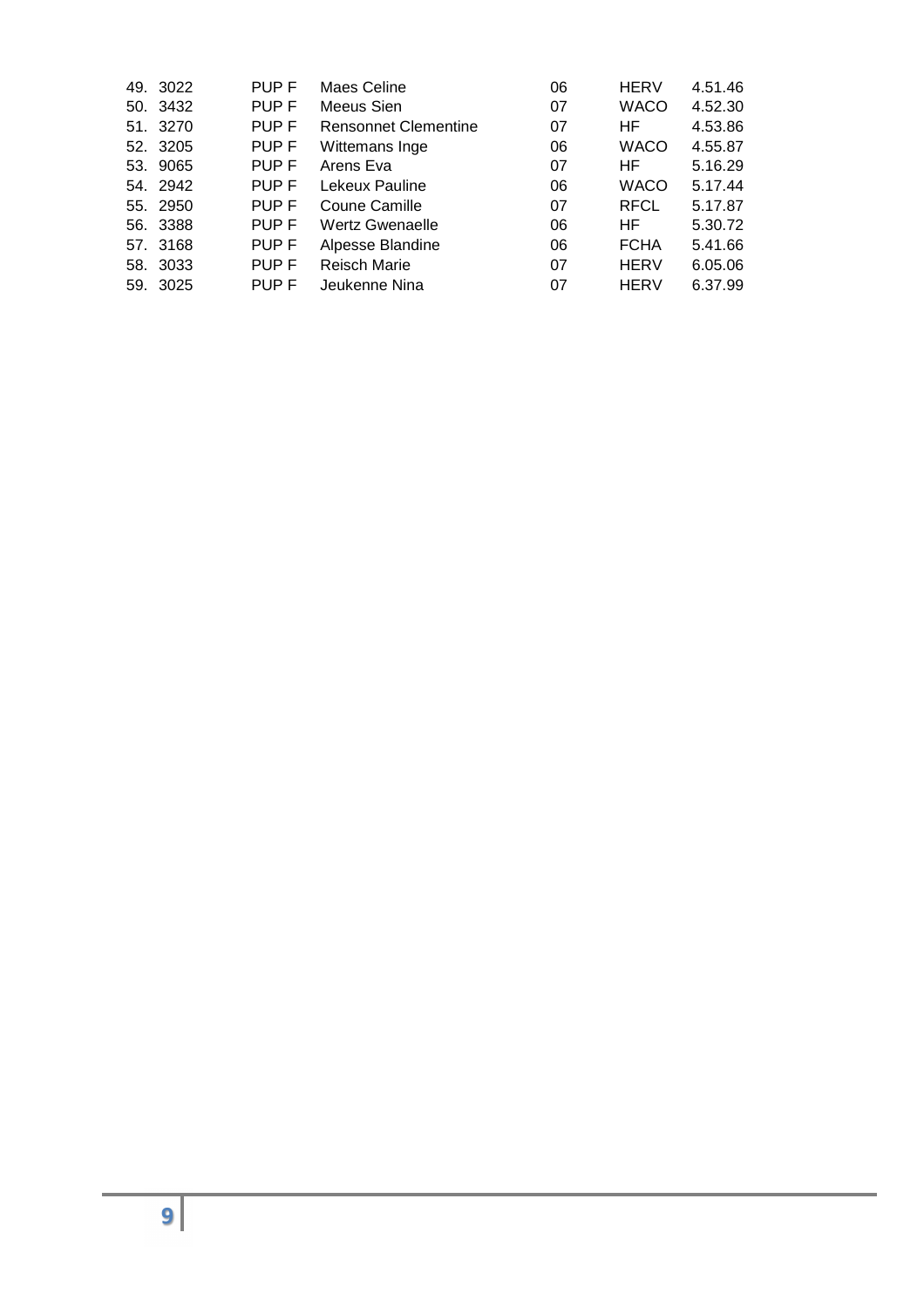| | | | | | | |
|---|---|---|---|---|---|---|
| 49. | 3022 | PUP F | Maes Celine | 06 | HERV | 4.51.46 |
| 50. | 3432 | PUP F | Meeus Sien | 07 | WACO | 4.52.30 |
| 51. | 3270 | PUP F | Rensonnet Clementine | 07 | HF | 4.53.86 |
| 52. | 3205 | PUP F | Wittemans Inge | 06 | WACO | 4.55.87 |
| 53. | 9065 | PUP F | Arens Eva | 07 | HF | 5.16.29 |
| 54. | 2942 | PUP F | Lekeux Pauline | 06 | WACO | 5.17.44 |
| 55. | 2950 | PUP F | Coune Camille | 07 | RFCL | 5.17.87 |
| 56. | 3388 | PUP F | Wertz Gwenaelle | 06 | HF | 5.30.72 |
| 57. | 3168 | PUP F | Alpesse Blandine | 06 | FCHA | 5.41.66 |
| 58. | 3033 | PUP F | Reisch Marie | 07 | HERV | 6.05.06 |
| 59. | 3025 | PUP F | Jeukenne Nina | 07 | HERV | 6.37.99 |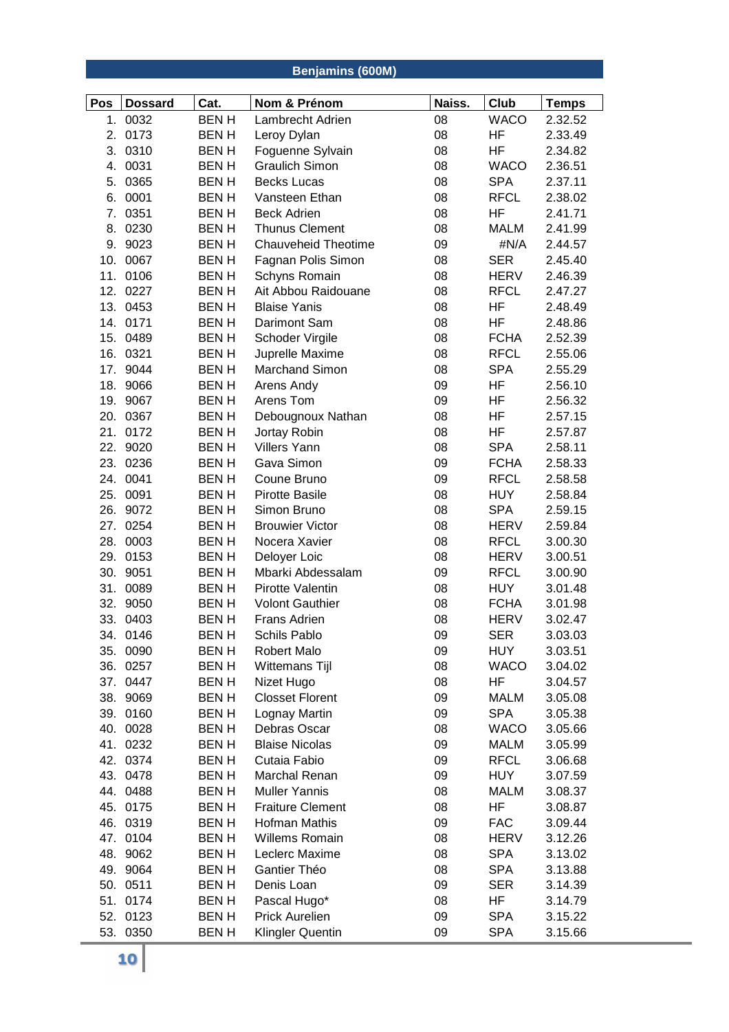## Benjamins (600M)

| Pos | Dossard | Cat. | Nom & Prénom | Naiss. | Club | Temps |
|---|---|---|---|---|---|---|
| 1. | 0032 | BEN H | Lambrecht Adrien | 08 | WACO | 2.32.52 |
| 2. | 0173 | BEN H | Leroy Dylan | 08 | HF | 2.33.49 |
| 3. | 0310 | BEN H | Foguenne Sylvain | 08 | HF | 2.34.82 |
| 4. | 0031 | BEN H | Graulich Simon | 08 | WACO | 2.36.51 |
| 5. | 0365 | BEN H | Becks Lucas | 08 | SPA | 2.37.11 |
| 6. | 0001 | BEN H | Vansteen Ethan | 08 | RFCL | 2.38.02 |
| 7. | 0351 | BEN H | Beck Adrien | 08 | HF | 2.41.71 |
| 8. | 0230 | BEN H | Thunus Clement | 08 | MALM | 2.41.99 |
| 9. | 9023 | BEN H | Chauveheid Theotime | 09 | #N/A | 2.44.57 |
| 10. | 0067 | BEN H | Fagnan Polis Simon | 08 | SER | 2.45.40 |
| 11. | 0106 | BEN H | Schyns Romain | 08 | HERV | 2.46.39 |
| 12. | 0227 | BEN H | Ait Abbou Raidouane | 08 | RFCL | 2.47.27 |
| 13. | 0453 | BEN H | Blaise Yanis | 08 | HF | 2.48.49 |
| 14. | 0171 | BEN H | Darimont Sam | 08 | HF | 2.48.86 |
| 15. | 0489 | BEN H | Schoder Virgile | 08 | FCHA | 2.52.39 |
| 16. | 0321 | BEN H | Juprelle Maxime | 08 | RFCL | 2.55.06 |
| 17. | 9044 | BEN H | Marchand Simon | 08 | SPA | 2.55.29 |
| 18. | 9066 | BEN H | Arens Andy | 09 | HF | 2.56.10 |
| 19. | 9067 | BEN H | Arens Tom | 09 | HF | 2.56.32 |
| 20. | 0367 | BEN H | Debougnoux Nathan | 08 | HF | 2.57.15 |
| 21. | 0172 | BEN H | Jortay Robin | 08 | HF | 2.57.87 |
| 22. | 9020 | BEN H | Villers Yann | 08 | SPA | 2.58.11 |
| 23. | 0236 | BEN H | Gava Simon | 09 | FCHA | 2.58.33 |
| 24. | 0041 | BEN H | Coune Bruno | 09 | RFCL | 2.58.58 |
| 25. | 0091 | BEN H | Pirotte Basile | 08 | HUY | 2.58.84 |
| 26. | 9072 | BEN H | Simon Bruno | 08 | SPA | 2.59.15 |
| 27. | 0254 | BEN H | Brouwier Victor | 08 | HERV | 2.59.84 |
| 28. | 0003 | BEN H | Nocera Xavier | 08 | RFCL | 3.00.30 |
| 29. | 0153 | BEN H | Deloyer Loic | 08 | HERV | 3.00.51 |
| 30. | 9051 | BEN H | Mbarki Abdessalam | 09 | RFCL | 3.00.90 |
| 31. | 0089 | BEN H | Pirotte Valentin | 08 | HUY | 3.01.48 |
| 32. | 9050 | BEN H | Volont Gauthier | 08 | FCHA | 3.01.98 |
| 33. | 0403 | BEN H | Frans Adrien | 08 | HERV | 3.02.47 |
| 34. | 0146 | BEN H | Schils Pablo | 09 | SER | 3.03.03 |
| 35. | 0090 | BEN H | Robert Malo | 09 | HUY | 3.03.51 |
| 36. | 0257 | BEN H | Wittemans Tijl | 08 | WACO | 3.04.02 |
| 37. | 0447 | BEN H | Nizet Hugo | 08 | HF | 3.04.57 |
| 38. | 9069 | BEN H | Closset Florent | 09 | MALM | 3.05.08 |
| 39. | 0160 | BEN H | Lognay Martin | 09 | SPA | 3.05.38 |
| 40. | 0028 | BEN H | Debras Oscar | 08 | WACO | 3.05.66 |
| 41. | 0232 | BEN H | Blaise Nicolas | 09 | MALM | 3.05.99 |
| 42. | 0374 | BEN H | Cutaia Fabio | 09 | RFCL | 3.06.68 |
| 43. | 0478 | BEN H | Marchal Renan | 09 | HUY | 3.07.59 |
| 44. | 0488 | BEN H | Muller Yannis | 08 | MALM | 3.08.37 |
| 45. | 0175 | BEN H | Fraiture Clement | 08 | HF | 3.08.87 |
| 46. | 0319 | BEN H | Hofman Mathis | 09 | FAC | 3.09.44 |
| 47. | 0104 | BEN H | Willems Romain | 08 | HERV | 3.12.26 |
| 48. | 9062 | BEN H | Leclerc Maxime | 08 | SPA | 3.13.02 |
| 49. | 9064 | BEN H | Gantier Théo | 08 | SPA | 3.13.88 |
| 50. | 0511 | BEN H | Denis Loan | 09 | SER | 3.14.39 |
| 51. | 0174 | BEN H | Pascal Hugo* | 08 | HF | 3.14.79 |
| 52. | 0123 | BEN H | Prick Aurelien | 09 | SPA | 3.15.22 |
| 53. | 0350 | BEN H | Klingler Quentin | 09 | SPA | 3.15.66 |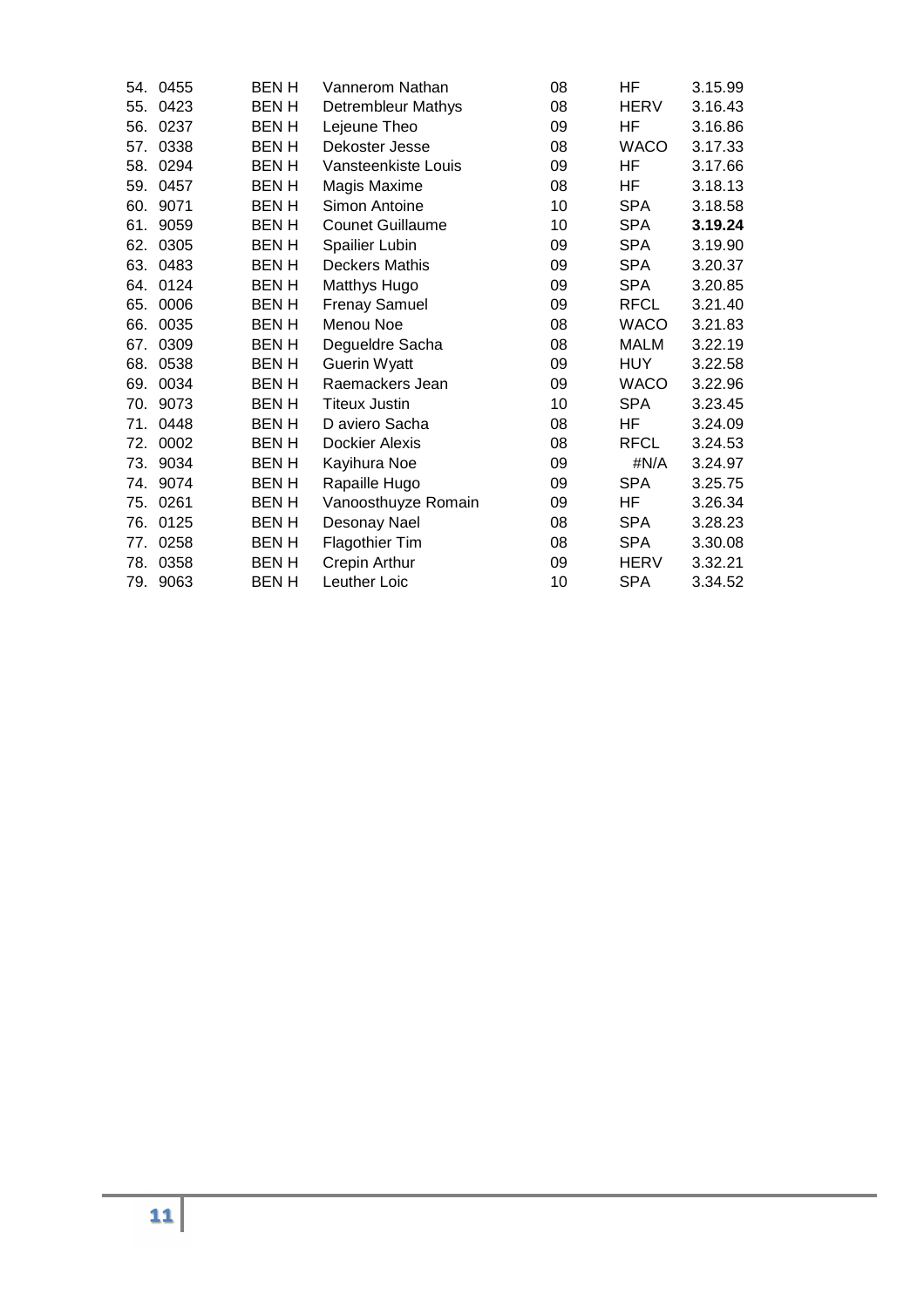| | | | | | | |
|---|---|---|---|---|---|---|
| 54. | 0455 | BEN H | Vannerom Nathan | 08 | HF | 3.15.99 |
| 55. | 0423 | BEN H | Detrembleur Mathys | 08 | HERV | 3.16.43 |
| 56. | 0237 | BEN H | Lejeune Theo | 09 | HF | 3.16.86 |
| 57. | 0338 | BEN H | Dekoster Jesse | 08 | WACO | 3.17.33 |
| 58. | 0294 | BEN H | Vansteenkiste Louis | 09 | HF | 3.17.66 |
| 59. | 0457 | BEN H | Magis Maxime | 08 | HF | 3.18.13 |
| 60. | 9071 | BEN H | Simon Antoine | 10 | SPA | 3.18.58 |
| 61. | 9059 | BEN H | Counet Guillaume | 10 | SPA | **3.19.24** |
| 62. | 0305 | BEN H | Spailier Lubin | 09 | SPA | 3.19.90 |
| 63. | 0483 | BEN H | Deckers Mathis | 09 | SPA | 3.20.37 |
| 64. | 0124 | BEN H | Matthys Hugo | 09 | SPA | 3.20.85 |
| 65. | 0006 | BEN H | Frenay Samuel | 09 | RFCL | 3.21.40 |
| 66. | 0035 | BEN H | Menou Noe | 08 | WACO | 3.21.83 |
| 67. | 0309 | BEN H | Degueldre Sacha | 08 | MALM | 3.22.19 |
| 68. | 0538 | BEN H | Guerin Wyatt | 09 | HUY | 3.22.58 |
| 69. | 0034 | BEN H | Raemackers Jean | 09 | WACO | 3.22.96 |
| 70. | 9073 | BEN H | Titeux Justin | 10 | SPA | 3.23.45 |
| 71. | 0448 | BEN H | D aviero Sacha | 08 | HF | 3.24.09 |
| 72. | 0002 | BEN H | Dockier Alexis | 08 | RFCL | 3.24.53 |
| 73. | 9034 | BEN H | Kayihura Noe | 09 | #N/A | 3.24.97 |
| 74. | 9074 | BEN H | Rapaille Hugo | 09 | SPA | 3.25.75 |
| 75. | 0261 | BEN H | Vanoosthuyze Romain | 09 | HF | 3.26.34 |
| 76. | 0125 | BEN H | Desonay Nael | 08 | SPA | 3.28.23 |
| 77. | 0258 | BEN H | Flagothier Tim | 08 | SPA | 3.30.08 |
| 78. | 0358 | BEN H | Crepin Arthur | 09 | HERV | 3.32.21 |
| 79. | 9063 | BEN H | Leuther Loic | 10 | SPA | 3.34.52 |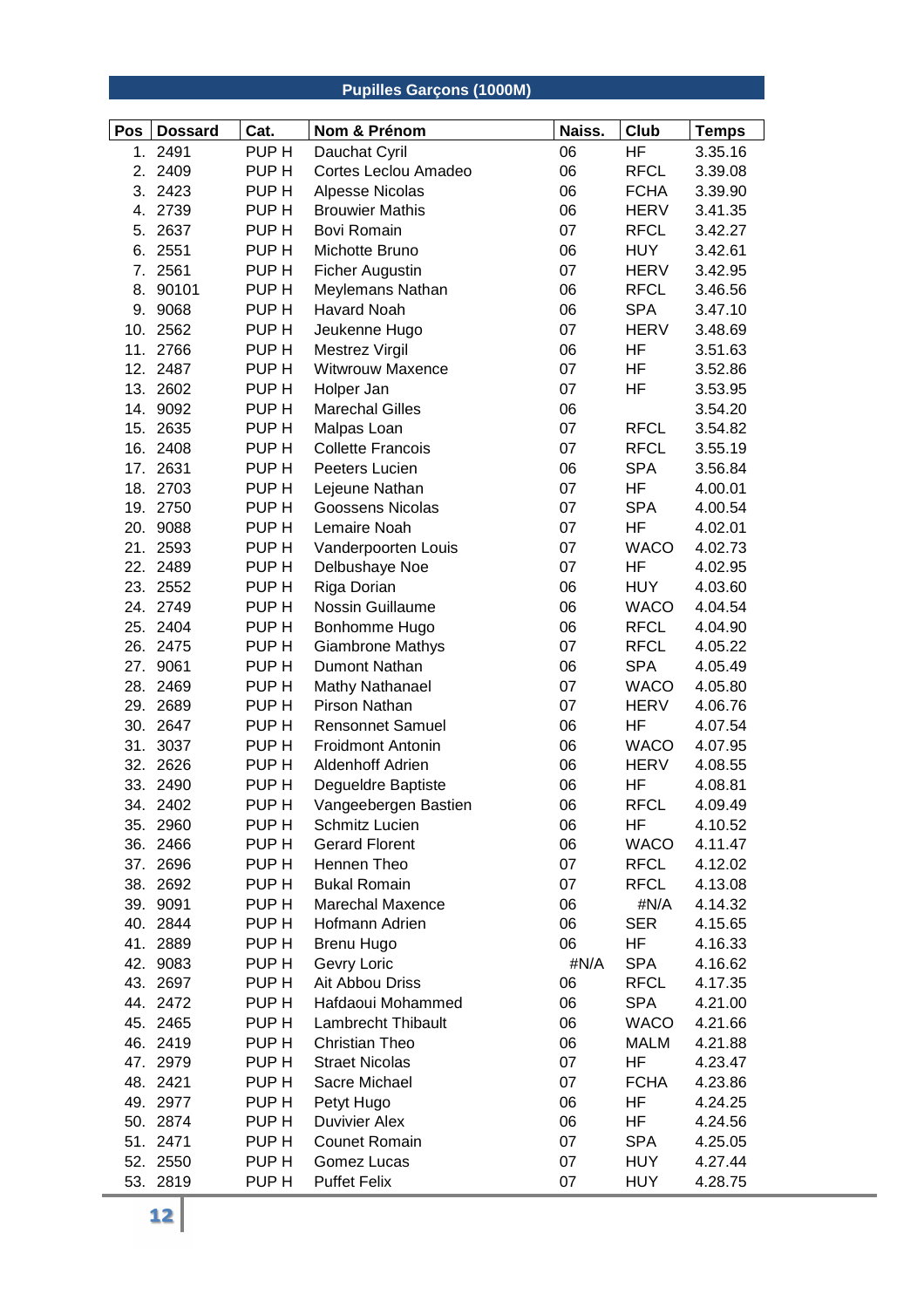## Pupilles Garçons (1000M)

| Pos | Dossard | Cat. | Nom & Prénom | Naiss. | Club | Temps |
|---|---|---|---|---|---|---|
| 1. | 2491 | PUP H | Dauchat Cyril | 06 | HF | 3.35.16 |
| 2. | 2409 | PUP H | Cortes Leclou Amadeo | 06 | RFCL | 3.39.08 |
| 3. | 2423 | PUP H | Alpesse Nicolas | 06 | FCHA | 3.39.90 |
| 4. | 2739 | PUP H | Brouwier Mathis | 06 | HERV | 3.41.35 |
| 5. | 2637 | PUP H | Bovi Romain | 07 | RFCL | 3.42.27 |
| 6. | 2551 | PUP H | Michotte Bruno | 06 | HUY | 3.42.61 |
| 7. | 2561 | PUP H | Ficher Augustin | 07 | HERV | 3.42.95 |
| 8. | 90101 | PUP H | Meylemans Nathan | 06 | RFCL | 3.46.56 |
| 9. | 9068 | PUP H | Havard Noah | 06 | SPA | 3.47.10 |
| 10. | 2562 | PUP H | Jeukenne Hugo | 07 | HERV | 3.48.69 |
| 11. | 2766 | PUP H | Mestrez Virgil | 06 | HF | 3.51.63 |
| 12. | 2487 | PUP H | Witwrouw Maxence | 07 | HF | 3.52.86 |
| 13. | 2602 | PUP H | Holper Jan | 07 | HF | 3.53.95 |
| 14. | 9092 | PUP H | Marechal Gilles | 06 | | 3.54.20 |
| 15. | 2635 | PUP H | Malpas Loan | 07 | RFCL | 3.54.82 |
| 16. | 2408 | PUP H | Collette Francois | 07 | RFCL | 3.55.19 |
| 17. | 2631 | PUP H | Peeters Lucien | 06 | SPA | 3.56.84 |
| 18. | 2703 | PUP H | Lejeune Nathan | 07 | HF | 4.00.01 |
| 19. | 2750 | PUP H | Goossens Nicolas | 07 | SPA | 4.00.54 |
| 20. | 9088 | PUP H | Lemaire Noah | 07 | HF | 4.02.01 |
| 21. | 2593 | PUP H | Vanderpoorten Louis | 07 | WACO | 4.02.73 |
| 22. | 2489 | PUP H | Delbushaye Noe | 07 | HF | 4.02.95 |
| 23. | 2552 | PUP H | Riga Dorian | 06 | HUY | 4.03.60 |
| 24. | 2749 | PUP H | Nossin Guillaume | 06 | WACO | 4.04.54 |
| 25. | 2404 | PUP H | Bonhomme Hugo | 06 | RFCL | 4.04.90 |
| 26. | 2475 | PUP H | Giambrone Mathys | 07 | RFCL | 4.05.22 |
| 27. | 9061 | PUP H | Dumont Nathan | 06 | SPA | 4.05.49 |
| 28. | 2469 | PUP H | Mathy Nathanael | 07 | WACO | 4.05.80 |
| 29. | 2689 | PUP H | Pirson Nathan | 07 | HERV | 4.06.76 |
| 30. | 2647 | PUP H | Rensonnet Samuel | 06 | HF | 4.07.54 |
| 31. | 3037 | PUP H | Froidmont Antonin | 06 | WACO | 4.07.95 |
| 32. | 2626 | PUP H | Aldenhoff Adrien | 06 | HERV | 4.08.55 |
| 33. | 2490 | PUP H | Degueldre Baptiste | 06 | HF | 4.08.81 |
| 34. | 2402 | PUP H | Vangeebergen Bastien | 06 | RFCL | 4.09.49 |
| 35. | 2960 | PUP H | Schmitz Lucien | 06 | HF | 4.10.52 |
| 36. | 2466 | PUP H | Gerard Florent | 06 | WACO | 4.11.47 |
| 37. | 2696 | PUP H | Hennen Theo | 07 | RFCL | 4.12.02 |
| 38. | 2692 | PUP H | Bukal Romain | 07 | RFCL | 4.13.08 |
| 39. | 9091 | PUP H | Marechal Maxence | 06 | #N/A | 4.14.32 |
| 40. | 2844 | PUP H | Hofmann Adrien | 06 | SER | 4.15.65 |
| 41. | 2889 | PUP H | Brenu Hugo | 06 | HF | 4.16.33 |
| 42. | 9083 | PUP H | Gevry Loric | #N/A | SPA | 4.16.62 |
| 43. | 2697 | PUP H | Ait Abbou Driss | 06 | RFCL | 4.17.35 |
| 44. | 2472 | PUP H | Hafdaoui Mohammed | 06 | SPA | 4.21.00 |
| 45. | 2465 | PUP H | Lambrecht Thibault | 06 | WACO | 4.21.66 |
| 46. | 2419 | PUP H | Christian Theo | 06 | MALM | 4.21.88 |
| 47. | 2979 | PUP H | Straet Nicolas | 07 | HF | 4.23.47 |
| 48. | 2421 | PUP H | Sacre Michael | 07 | FCHA | 4.23.86 |
| 49. | 2977 | PUP H | Petyt Hugo | 06 | HF | 4.24.25 |
| 50. | 2874 | PUP H | Duvivier Alex | 06 | HF | 4.24.56 |
| 51. | 2471 | PUP H | Counet Romain | 07 | SPA | 4.25.05 |
| 52. | 2550 | PUP H | Gomez Lucas | 07 | HUY | 4.27.44 |
| 53. | 2819 | PUP H | Puffet Felix | 07 | HUY | 4.28.75 |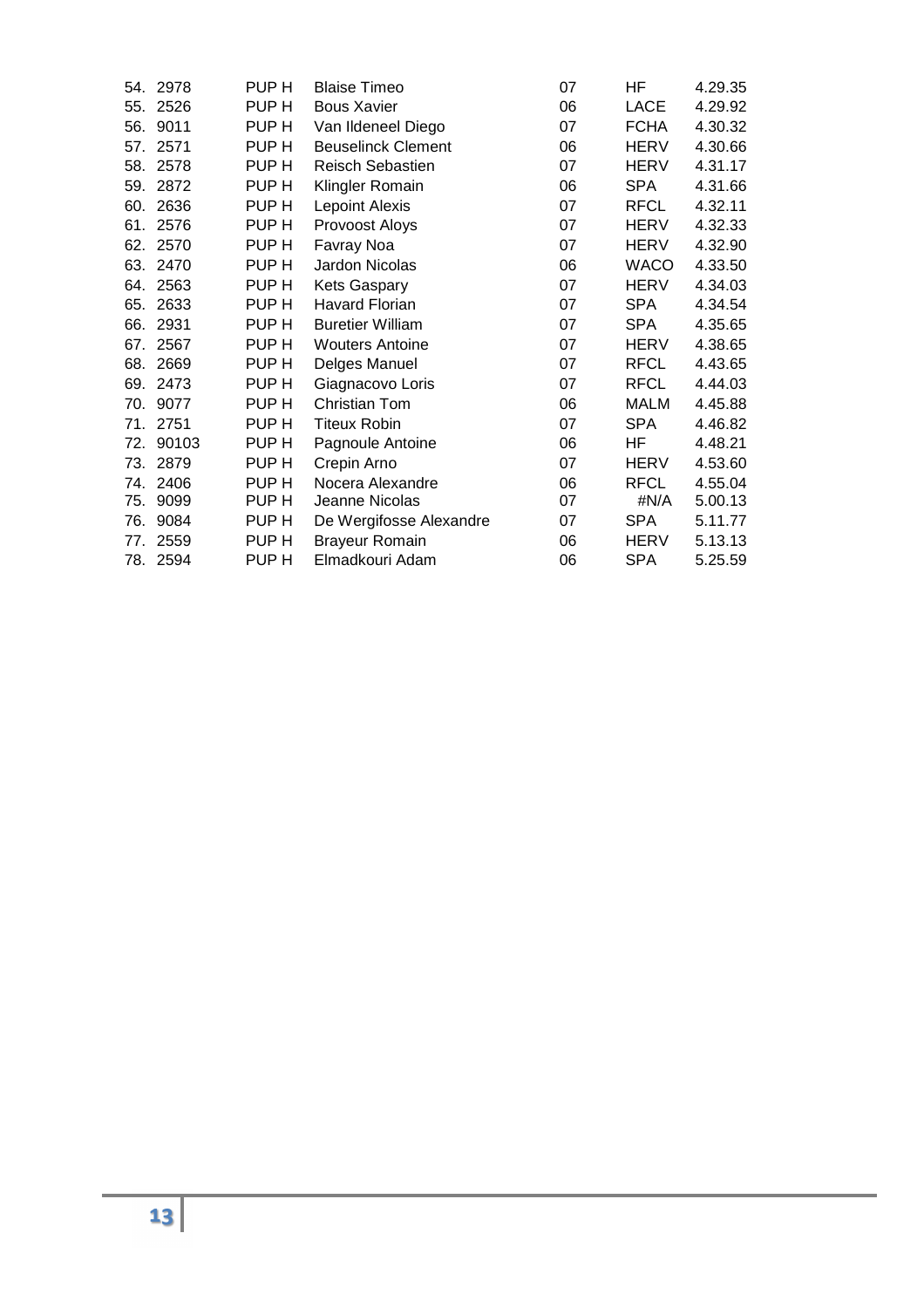| | | | | | | |
|---|---|---|---|---|---|---|
| 54. | 2978 | PUP H | Blaise Timeo | 07 | HF | 4.29.35 |
| 55. | 2526 | PUP H | Bous Xavier | 06 | LACE | 4.29.92 |
| 56. | 9011 | PUP H | Van Ildeneel Diego | 07 | FCHA | 4.30.32 |
| 57. | 2571 | PUP H | Beuselinck Clement | 06 | HERV | 4.30.66 |
| 58. | 2578 | PUP H | Reisch Sebastien | 07 | HERV | 4.31.17 |
| 59. | 2872 | PUP H | Klingler Romain | 06 | SPA | 4.31.66 |
| 60. | 2636 | PUP H | Lepoint Alexis | 07 | RFCL | 4.32.11 |
| 61. | 2576 | PUP H | Provoost Aloys | 07 | HERV | 4.32.33 |
| 62. | 2570 | PUP H | Favray Noa | 07 | HERV | 4.32.90 |
| 63. | 2470 | PUP H | Jardon Nicolas | 06 | WACO | 4.33.50 |
| 64. | 2563 | PUP H | Kets Gaspary | 07 | HERV | 4.34.03 |
| 65. | 2633 | PUP H | Havard Florian | 07 | SPA | 4.34.54 |
| 66. | 2931 | PUP H | Buretier William | 07 | SPA | 4.35.65 |
| 67. | 2567 | PUP H | Wouters Antoine | 07 | HERV | 4.38.65 |
| 68. | 2669 | PUP H | Delges Manuel | 07 | RFCL | 4.43.65 |
| 69. | 2473 | PUP H | Giagnacovo Loris | 07 | RFCL | 4.44.03 |
| 70. | 9077 | PUP H | Christian Tom | 06 | MALM | 4.45.88 |
| 71. | 2751 | PUP H | Titeux Robin | 07 | SPA | 4.46.82 |
| 72. | 90103 | PUP H | Pagnoule Antoine | 06 | HF | 4.48.21 |
| 73. | 2879 | PUP H | Crepin Arno | 07 | HERV | 4.53.60 |
| 74. | 2406 | PUP H | Nocera Alexandre | 06 | RFCL | 4.55.04 |
| 75. | 9099 | PUP H | Jeanne Nicolas | 07 | #N/A | 5.00.13 |
| 76. | 9084 | PUP H | De Wergifosse Alexandre | 07 | SPA | 5.11.77 |
| 77. | 2559 | PUP H | Brayeur Romain | 06 | HERV | 5.13.13 |
| 78. | 2594 | PUP H | Elmadkouri Adam | 06 | SPA | 5.25.59 |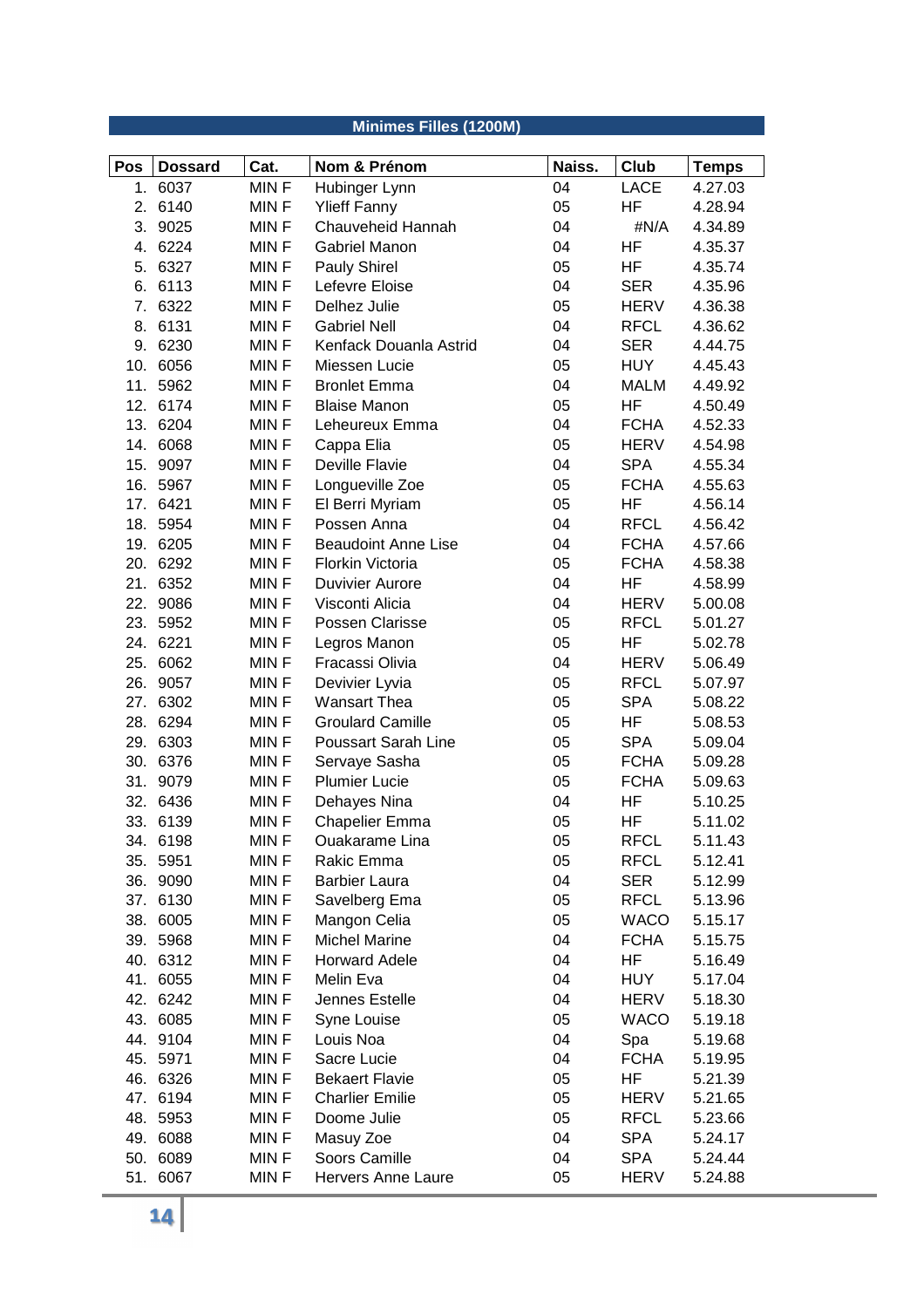## Minimes Filles (1200M)

| Pos | Dossard | Cat. | Nom & Prénom | Naiss. | Club | Temps |
|---|---|---|---|---|---|---|
| 1. | 6037 | MIN F | Hubinger Lynn | 04 | LACE | 4.27.03 |
| 2. | 6140 | MIN F | Ylieff Fanny | 05 | HF | 4.28.94 |
| 3. | 9025 | MIN F | Chauveheid Hannah | 04 | #N/A | 4.34.89 |
| 4. | 6224 | MIN F | Gabriel Manon | 04 | HF | 4.35.37 |
| 5. | 6327 | MIN F | Pauly Shirel | 05 | HF | 4.35.74 |
| 6. | 6113 | MIN F | Lefevre Eloise | 04 | SER | 4.35.96 |
| 7. | 6322 | MIN F | Delhez Julie | 05 | HERV | 4.36.38 |
| 8. | 6131 | MIN F | Gabriel Nell | 04 | RFCL | 4.36.62 |
| 9. | 6230 | MIN F | Kenfack Douanla Astrid | 04 | SER | 4.44.75 |
| 10. | 6056 | MIN F | Miessen Lucie | 05 | HUY | 4.45.43 |
| 11. | 5962 | MIN F | Bronlet Emma | 04 | MALM | 4.49.92 |
| 12. | 6174 | MIN F | Blaise Manon | 05 | HF | 4.50.49 |
| 13. | 6204 | MIN F | Leheureux Emma | 04 | FCHA | 4.52.33 |
| 14. | 6068 | MIN F | Cappa Elia | 05 | HERV | 4.54.98 |
| 15. | 9097 | MIN F | Deville Flavie | 04 | SPA | 4.55.34 |
| 16. | 5967 | MIN F | Longueville Zoe | 05 | FCHA | 4.55.63 |
| 17. | 6421 | MIN F | El Berri Myriam | 05 | HF | 4.56.14 |
| 18. | 5954 | MIN F | Possen Anna | 04 | RFCL | 4.56.42 |
| 19. | 6205 | MIN F | Beaudoint Anne Lise | 04 | FCHA | 4.57.66 |
| 20. | 6292 | MIN F | Florkin Victoria | 05 | FCHA | 4.58.38 |
| 21. | 6352 | MIN F | Duvivier Aurore | 04 | HF | 4.58.99 |
| 22. | 9086 | MIN F | Visconti Alicia | 04 | HERV | 5.00.08 |
| 23. | 5952 | MIN F | Possen Clarisse | 05 | RFCL | 5.01.27 |
| 24. | 6221 | MIN F | Legros Manon | 05 | HF | 5.02.78 |
| 25. | 6062 | MIN F | Fracassi Olivia | 04 | HERV | 5.06.49 |
| 26. | 9057 | MIN F | Devivier Lyvia | 05 | RFCL | 5.07.97 |
| 27. | 6302 | MIN F | Wansart Thea | 05 | SPA | 5.08.22 |
| 28. | 6294 | MIN F | Groulard Camille | 05 | HF | 5.08.53 |
| 29. | 6303 | MIN F | Poussart Sarah Line | 05 | SPA | 5.09.04 |
| 30. | 6376 | MIN F | Servaye Sasha | 05 | FCHA | 5.09.28 |
| 31. | 9079 | MIN F | Plumier Lucie | 05 | FCHA | 5.09.63 |
| 32. | 6436 | MIN F | Dehayes Nina | 04 | HF | 5.10.25 |
| 33. | 6139 | MIN F | Chapelier Emma | 05 | HF | 5.11.02 |
| 34. | 6198 | MIN F | Ouakarame Lina | 05 | RFCL | 5.11.43 |
| 35. | 5951 | MIN F | Rakic Emma | 05 | RFCL | 5.12.41 |
| 36. | 9090 | MIN F | Barbier Laura | 04 | SER | 5.12.99 |
| 37. | 6130 | MIN F | Savelberg Ema | 05 | RFCL | 5.13.96 |
| 38. | 6005 | MIN F | Mangon Celia | 05 | WACO | 5.15.17 |
| 39. | 5968 | MIN F | Michel Marine | 04 | FCHA | 5.15.75 |
| 40. | 6312 | MIN F | Horward Adele | 04 | HF | 5.16.49 |
| 41. | 6055 | MIN F | Melin Eva | 04 | HUY | 5.17.04 |
| 42. | 6242 | MIN F | Jennes Estelle | 04 | HERV | 5.18.30 |
| 43. | 6085 | MIN F | Syne Louise | 05 | WACO | 5.19.18 |
| 44. | 9104 | MIN F | Louis Noa | 04 | Spa | 5.19.68 |
| 45. | 5971 | MIN F | Sacre Lucie | 04 | FCHA | 5.19.95 |
| 46. | 6326 | MIN F | Bekaert Flavie | 05 | HF | 5.21.39 |
| 47. | 6194 | MIN F | Charlier Emilie | 05 | HERV | 5.21.65 |
| 48. | 5953 | MIN F | Doome Julie | 05 | RFCL | 5.23.66 |
| 49. | 6088 | MIN F | Masuy Zoe | 04 | SPA | 5.24.17 |
| 50. | 6089 | MIN F | Soors Camille | 04 | SPA | 5.24.44 |
| 51. | 6067 | MIN F | Hervers Anne Laure | 05 | HERV | 5.24.88 |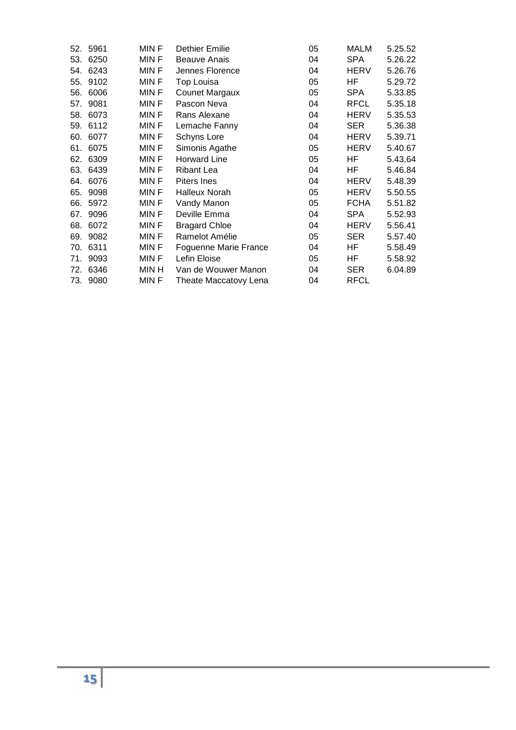| | | | | | | |
|---|---|---|---|---|---|---|
| 52. | 5961 | MIN F | Dethier Emilie | 05 | MALM | 5.25.52 |
| 53. | 6250 | MIN F | Beauve Anais | 04 | SPA | 5.26.22 |
| 54. | 6243 | MIN F | Jennes Florence | 04 | HERV | 5.26.76 |
| 55. | 9102 | MIN F | Top Louisa | 05 | HF | 5.29.72 |
| 56. | 6006 | MIN F | Counet Margaux | 05 | SPA | 5.33.85 |
| 57. | 9081 | MIN F | Pascon Neva | 04 | RFCL | 5.35.18 |
| 58. | 6073 | MIN F | Rans Alexane | 04 | HERV | 5.35.53 |
| 59. | 6112 | MIN F | Lemache Fanny | 04 | SER | 5.36.38 |
| 60. | 6077 | MIN F | Schyns Lore | 04 | HERV | 5.39.71 |
| 61. | 6075 | MIN F | Simonis Agathe | 05 | HERV | 5.40.67 |
| 62. | 6309 | MIN F | Horward Line | 05 | HF | 5.43.64 |
| 63. | 6439 | MIN F | Ribant Lea | 04 | HF | 5.46.84 |
| 64. | 6076 | MIN F | Piters Ines | 04 | HERV | 5.48.39 |
| 65. | 9098 | MIN F | Halleux Norah | 05 | HERV | 5.50.55 |
| 66. | 5972 | MIN F | Vandy Manon | 05 | FCHA | 5.51.82 |
| 67. | 9096 | MIN F | Deville Emma | 04 | SPA | 5.52.93 |
| 68. | 6072 | MIN F | Bragard Chloe | 04 | HERV | 5.56.41 |
| 69. | 9082 | MIN F | Ramelot Amélie | 05 | SER | 5.57.40 |
| 70. | 6311 | MIN F | Foguenne Marie France | 04 | HF | 5.58.49 |
| 71. | 9093 | MIN F | Lefin Eloise | 05 | HF | 5.58.92 |
| 72. | 6346 | MIN H | Van de Wouwer Manon | 04 | SER | 6.04.89 |
| 73. | 9080 | MIN F | Theate Maccatovy Lena | 04 | RFCL | |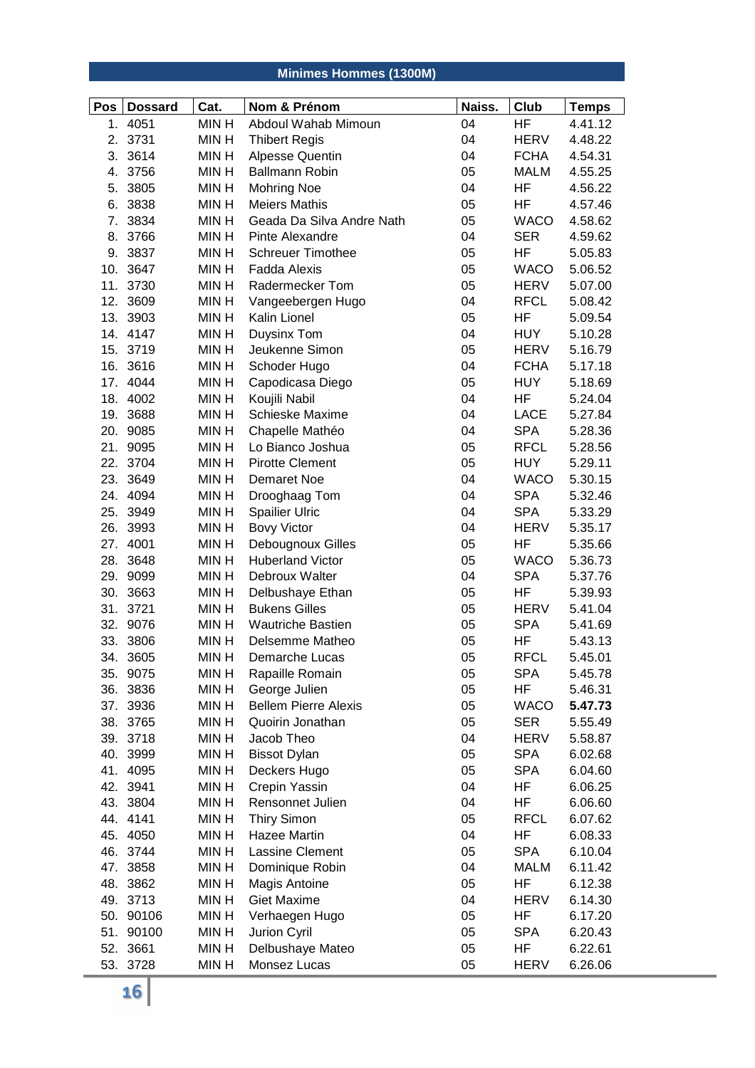## Minimes Hommes (1300M)

| Pos | Dossard | Cat. | Nom & Prénom | Naiss. | Club | Temps |
|---|---|---|---|---|---|---|
| 1. | 4051 | MIN H | Abdoul Wahab Mimoun | 04 | HF | 4.41.12 |
| 2. | 3731 | MIN H | Thibert Regis | 04 | HERV | 4.48.22 |
| 3. | 3614 | MIN H | Alpesse Quentin | 04 | FCHA | 4.54.31 |
| 4. | 3756 | MIN H | Ballmann Robin | 05 | MALM | 4.55.25 |
| 5. | 3805 | MIN H | Mohring Noe | 04 | HF | 4.56.22 |
| 6. | 3838 | MIN H | Meiers Mathis | 05 | HF | 4.57.46 |
| 7. | 3834 | MIN H | Geada Da Silva Andre Nath | 05 | WACO | 4.58.62 |
| 8. | 3766 | MIN H | Pinte Alexandre | 04 | SER | 4.59.62 |
| 9. | 3837 | MIN H | Schreuer Timothee | 05 | HF | 5.05.83 |
| 10. | 3647 | MIN H | Fadda Alexis | 05 | WACO | 5.06.52 |
| 11. | 3730 | MIN H | Radermecker Tom | 05 | HERV | 5.07.00 |
| 12. | 3609 | MIN H | Vangeebergen Hugo | 04 | RFCL | 5.08.42 |
| 13. | 3903 | MIN H | Kalin Lionel | 05 | HF | 5.09.54 |
| 14. | 4147 | MIN H | Duysinx Tom | 04 | HUY | 5.10.28 |
| 15. | 3719 | MIN H | Jeukenne Simon | 05 | HERV | 5.16.79 |
| 16. | 3616 | MIN H | Schoder Hugo | 04 | FCHA | 5.17.18 |
| 17. | 4044 | MIN H | Capodicasa Diego | 05 | HUY | 5.18.69 |
| 18. | 4002 | MIN H | Koujili Nabil | 04 | HF | 5.24.04 |
| 19. | 3688 | MIN H | Schieske Maxime | 04 | LACE | 5.27.84 |
| 20. | 9085 | MIN H | Chapelle Mathéo | 04 | SPA | 5.28.36 |
| 21. | 9095 | MIN H | Lo Bianco Joshua | 05 | RFCL | 5.28.56 |
| 22. | 3704 | MIN H | Pirotte Clement | 05 | HUY | 5.29.11 |
| 23. | 3649 | MIN H | Demaret Noe | 04 | WACO | 5.30.15 |
| 24. | 4094 | MIN H | Drooghaag Tom | 04 | SPA | 5.32.46 |
| 25. | 3949 | MIN H | Spailier Ulric | 04 | SPA | 5.33.29 |
| 26. | 3993 | MIN H | Bovy Victor | 04 | HERV | 5.35.17 |
| 27. | 4001 | MIN H | Debougnoux Gilles | 05 | HF | 5.35.66 |
| 28. | 3648 | MIN H | Huberland Victor | 05 | WACO | 5.36.73 |
| 29. | 9099 | MIN H | Debroux Walter | 04 | SPA | 5.37.76 |
| 30. | 3663 | MIN H | Delbushaye Ethan | 05 | HF | 5.39.93 |
| 31. | 3721 | MIN H | Bukens Gilles | 05 | HERV | 5.41.04 |
| 32. | 9076 | MIN H | Wautriche Bastien | 05 | SPA | 5.41.69 |
| 33. | 3806 | MIN H | Delsemme Matheo | 05 | HF | 5.43.13 |
| 34. | 3605 | MIN H | Demarche Lucas | 05 | RFCL | 5.45.01 |
| 35. | 9075 | MIN H | Rapaille Romain | 05 | SPA | 5.45.78 |
| 36. | 3836 | MIN H | George Julien | 05 | HF | 5.46.31 |
| 37. | 3936 | MIN H | Bellem Pierre Alexis | 05 | WACO | **5.47.73** |
| 38. | 3765 | MIN H | Quoirin Jonathan | 05 | SER | 5.55.49 |
| 39. | 3718 | MIN H | Jacob Theo | 04 | HERV | 5.58.87 |
| 40. | 3999 | MIN H | Bissot Dylan | 05 | SPA | 6.02.68 |
| 41. | 4095 | MIN H | Deckers Hugo | 05 | SPA | 6.04.60 |
| 42. | 3941 | MIN H | Crepin Yassin | 04 | HF | 6.06.25 |
| 43. | 3804 | MIN H | Rensonnet Julien | 04 | HF | 6.06.60 |
| 44. | 4141 | MIN H | Thiry Simon | 05 | RFCL | 6.07.62 |
| 45. | 4050 | MIN H | Hazee Martin | 04 | HF | 6.08.33 |
| 46. | 3744 | MIN H | Lassine Clement | 05 | SPA | 6.10.04 |
| 47. | 3858 | MIN H | Dominique Robin | 04 | MALM | 6.11.42 |
| 48. | 3862 | MIN H | Magis Antoine | 05 | HF | 6.12.38 |
| 49. | 3713 | MIN H | Giet Maxime | 04 | HERV | 6.14.30 |
| 50. | 90106 | MIN H | Verhaegen Hugo | 05 | HF | 6.17.20 |
| 51. | 90100 | MIN H | Jurion Cyril | 05 | SPA | 6.20.43 |
| 52. | 3661 | MIN H | Delbushaye Mateo | 05 | HF | 6.22.61 |
| 53. | 3728 | MIN H | Monsez Lucas | 05 | HERV | 6.26.06 |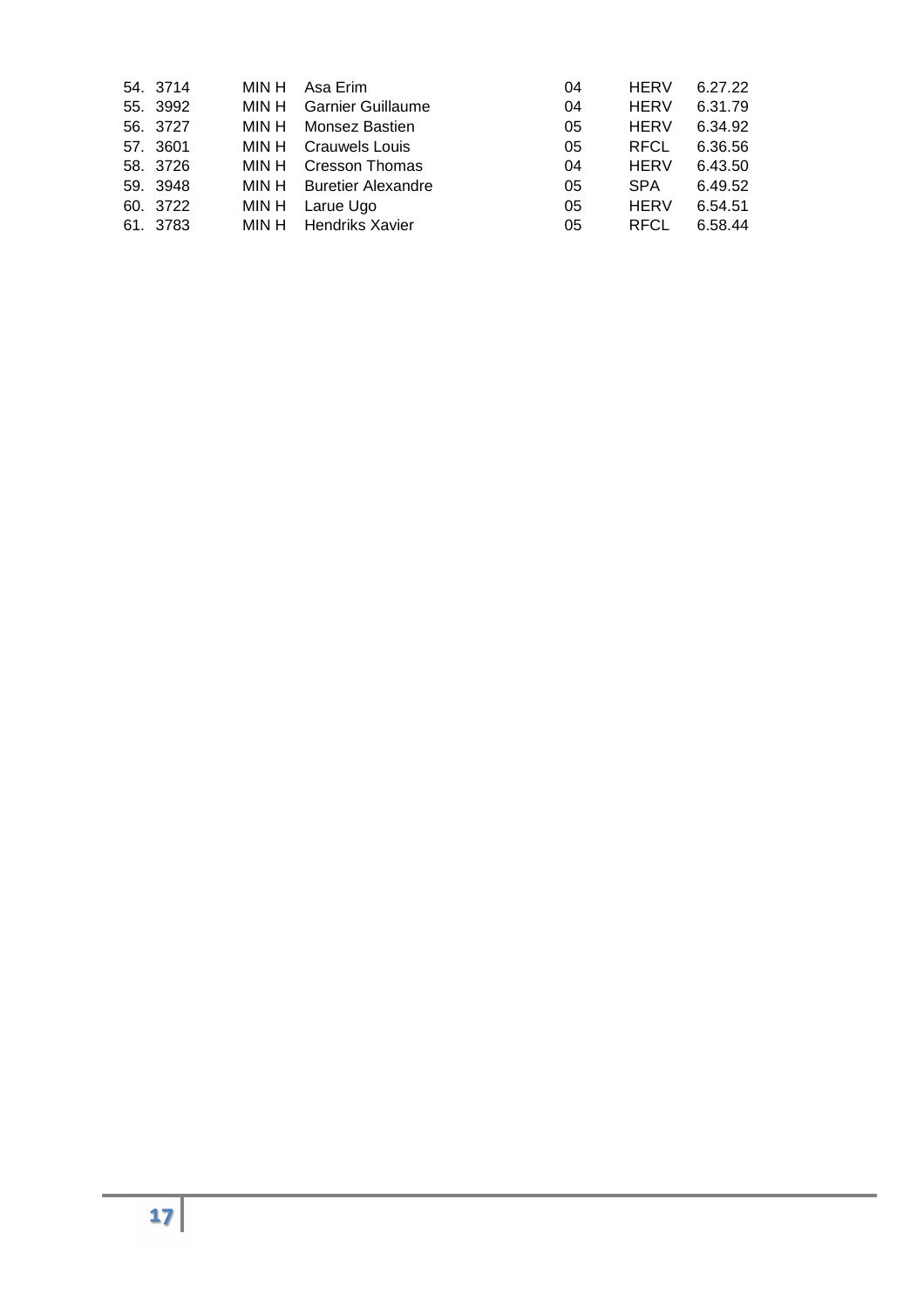| | | | | | | |
|---|---|---|---|---|---|---|
| 54. | 3714 | MIN H | Asa Erim | 04 | HERV | 6.27.22 |
| 55. | 3992 | MIN H | Garnier Guillaume | 04 | HERV | 6.31.79 |
| 56. | 3727 | MIN H | Monsez Bastien | 05 | HERV | 6.34.92 |
| 57. | 3601 | MIN H | Crauwels Louis | 05 | RFCL | 6.36.56 |
| 58. | 3726 | MIN H | Cresson Thomas | 04 | HERV | 6.43.50 |
| 59. | 3948 | MIN H | Buretier Alexandre | 05 | SPA | 6.49.52 |
| 60. | 3722 | MIN H | Larue Ugo | 05 | HERV | 6.54.51 |
| 61. | 3783 | MIN H | Hendriks Xavier | 05 | RFCL | 6.58.44 |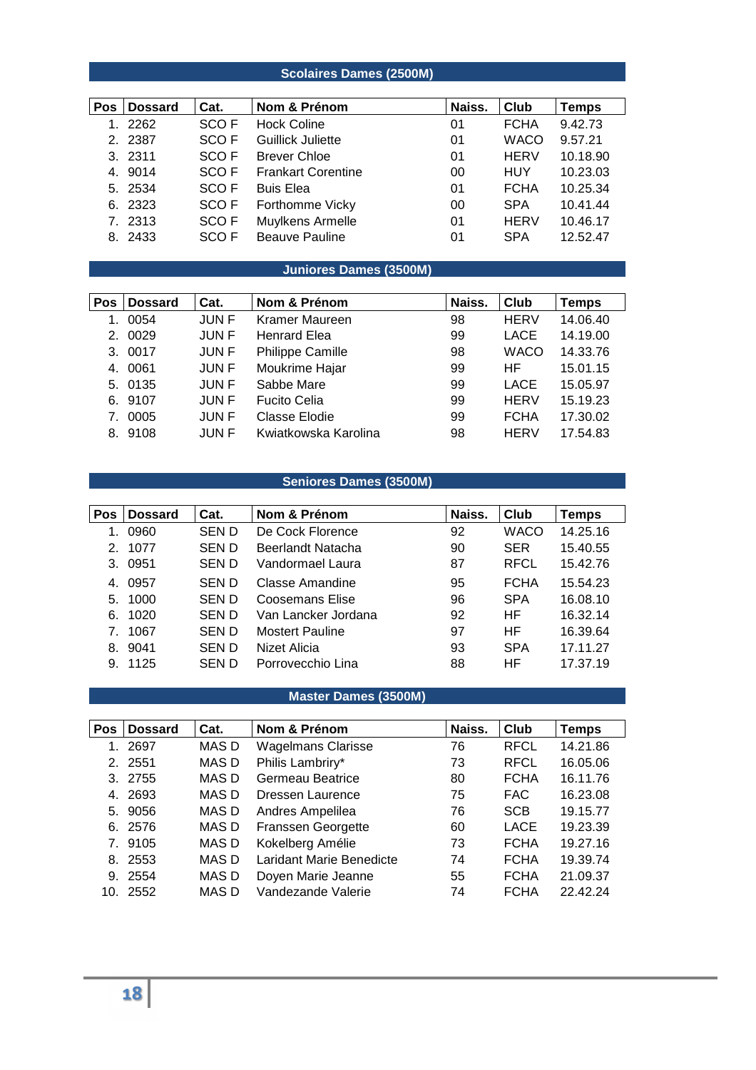## Scolaires Dames (2500M)

| Pos | Dossard | Cat. | Nom & Prénom | Naiss. | Club | Temps |
|---|---|---|---|---|---|---|
| 1. | 2262 | SCO F | Hock Coline | 01 | FCHA | 9.42.73 |
| 2. | 2387 | SCO F | Guillick Juliette | 01 | WACO | 9.57.21 |
| 3. | 2311 | SCO F | Brever Chloe | 01 | HERV | 10.18.90 |
| 4. | 9014 | SCO F | Frankart Corentine | 00 | HUY | 10.23.03 |
| 5. | 2534 | SCO F | Buis Elea | 01 | FCHA | 10.25.34 |
| 6. | 2323 | SCO F | Forthomme Vicky | 00 | SPA | 10.41.44 |
| 7. | 2313 | SCO F | Muylkens Armelle | 01 | HERV | 10.46.17 |
| 8. | 2433 | SCO F | Beauve Pauline | 01 | SPA | 12.52.47 |

## Juniores Dames (3500M)

| Pos | Dossard | Cat. | Nom & Prénom | Naiss. | Club | Temps |
|---|---|---|---|---|---|---|
| 1. | 0054 | JUN F | Kramer Maureen | 98 | HERV | 14.06.40 |
| 2. | 0029 | JUN F | Henrard Elea | 99 | LACE | 14.19.00 |
| 3. | 0017 | JUN F | Philippe Camille | 98 | WACO | 14.33.76 |
| 4. | 0061 | JUN F | Moukrime Hajar | 99 | HF | 15.01.15 |
| 5. | 0135 | JUN F | Sabbe Mare | 99 | LACE | 15.05.97 |
| 6. | 9107 | JUN F | Fucito Celia | 99 | HERV | 15.19.23 |
| 7. | 0005 | JUN F | Classe Elodie | 99 | FCHA | 17.30.02 |
| 8. | 9108 | JUN F | Kwiatkowska Karolina | 98 | HERV | 17.54.83 |

## Seniores Dames (3500M)

| Pos | Dossard | Cat. | Nom & Prénom | Naiss. | Club | Temps |
|---|---|---|---|---|---|---|
| 1. | 0960 | SEN D | De Cock Florence | 92 | WACO | 14.25.16 |
| 2. | 1077 | SEN D | Beerlandt Natacha | 90 | SER | 15.40.55 |
| 3. | 0951 | SEN D | Vandormael Laura | 87 | RFCL | 15.42.76 |
| 4. | 0957 | SEN D | Classe Amandine | 95 | FCHA | 15.54.23 |
| 5. | 1000 | SEN D | Coosemans Elise | 96 | SPA | 16.08.10 |
| 6. | 1020 | SEN D | Van Lancker Jordana | 92 | HF | 16.32.14 |
| 7. | 1067 | SEN D | Mostert Pauline | 97 | HF | 16.39.64 |
| 8. | 9041 | SEN D | Nizet Alicia | 93 | SPA | 17.11.27 |
| 9. | 1125 | SEN D | Porrovecchio Lina | 88 | HF | 17.37.19 |

## Master Dames (3500M)

| Pos | Dossard | Cat. | Nom & Prénom | Naiss. | Club | Temps |
|---|---|---|---|---|---|---|
| 1. | 2697 | MAS D | Wagelmans Clarisse | 76 | RFCL | 14.21.86 |
| 2. | 2551 | MAS D | Philis Lambriry* | 73 | RFCL | 16.05.06 |
| 3. | 2755 | MAS D | Germeau Beatrice | 80 | FCHA | 16.11.76 |
| 4. | 2693 | MAS D | Dressen Laurence | 75 | FAC | 16.23.08 |
| 5. | 9056 | MAS D | Andres Ampelilea | 76 | SCB | 19.15.77 |
| 6. | 2576 | MAS D | Franssen Georgette | 60 | LACE | 19.23.39 |
| 7. | 9105 | MAS D | Kokelberg Amélie | 73 | FCHA | 19.27.16 |
| 8. | 2553 | MAS D | Laridant Marie Benedicte | 74 | FCHA | 19.39.74 |
| 9. | 2554 | MAS D | Doyen Marie Jeanne | 55 | FCHA | 21.09.37 |
| 10. | 2552 | MAS D | Vandezande Valerie | 74 | FCHA | 22.42.24 |